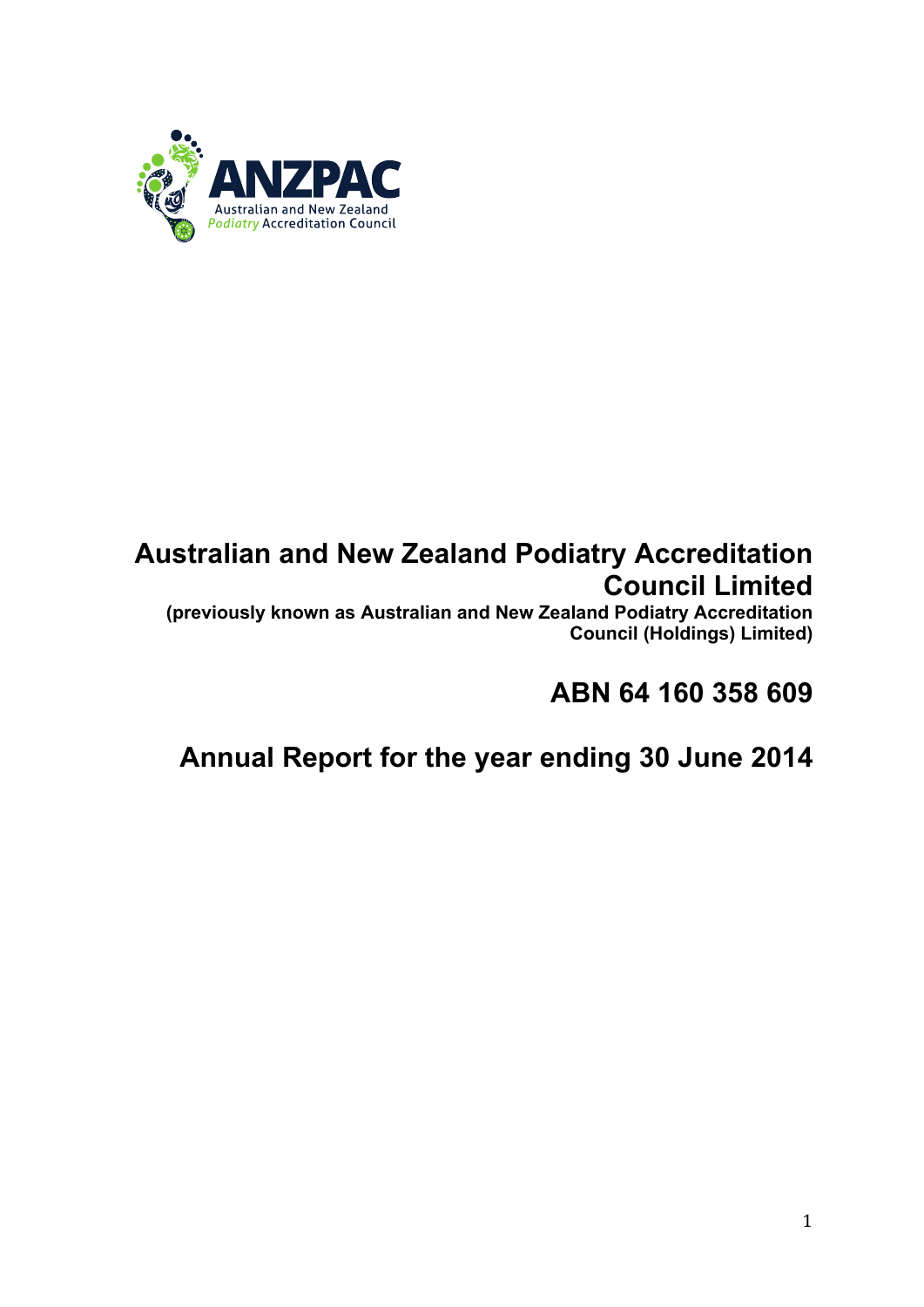ANZPAC
Australian and New Zealand
Podiatry Accreditation Council

# Australian and New Zealand Podiatry Accreditation Council Limited

**(previously known as Australian and New Zealand Podiatry Accreditation Council (Holdings) Limited)**

## ABN 64 160 358 609

## Annual Report for the year ending 30 June 2014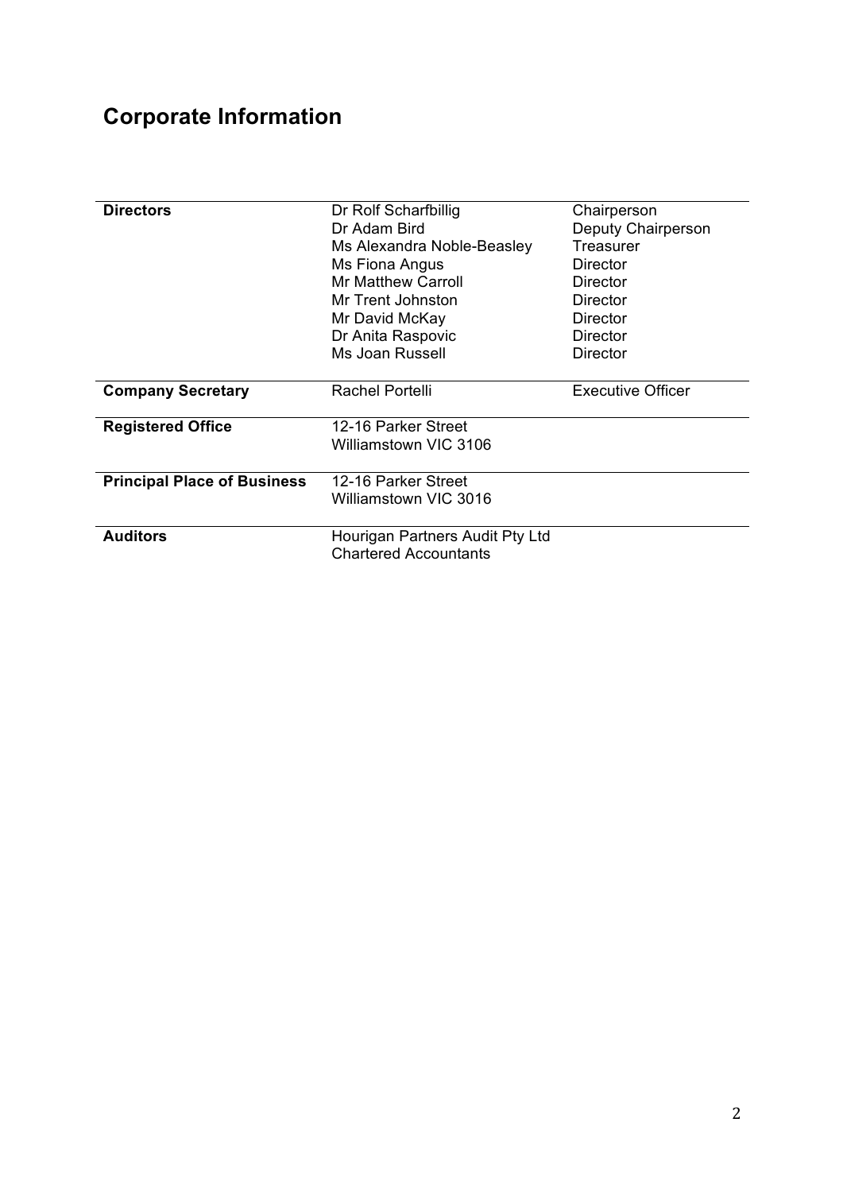# Corporate Information

| | | |
|---|---|---|
| **Directors** | Dr Rolf Scharfbillig | Chairperson |
| | Dr Adam Bird | Deputy Chairperson |
| | Ms Alexandra Noble-Beasley | Treasurer |
| | Ms Fiona Angus | Director |
| | Mr Matthew Carroll | Director |
| | Mr Trent Johnston | Director |
| | Mr David McKay | Director |
| | Dr Anita Raspovic | Director |
| | Ms Joan Russell | Director |
| **Company Secretary** | Rachel Portelli | Executive Officer |
| **Registered Office** | 12-16 Parker Street<br>Williamstown VIC 3106 | |
| **Principal Place of Business** | 12-16 Parker Street<br>Williamstown VIC 3016 | |
| **Auditors** | Hourigan Partners Audit Pty Ltd<br>Chartered Accountants | |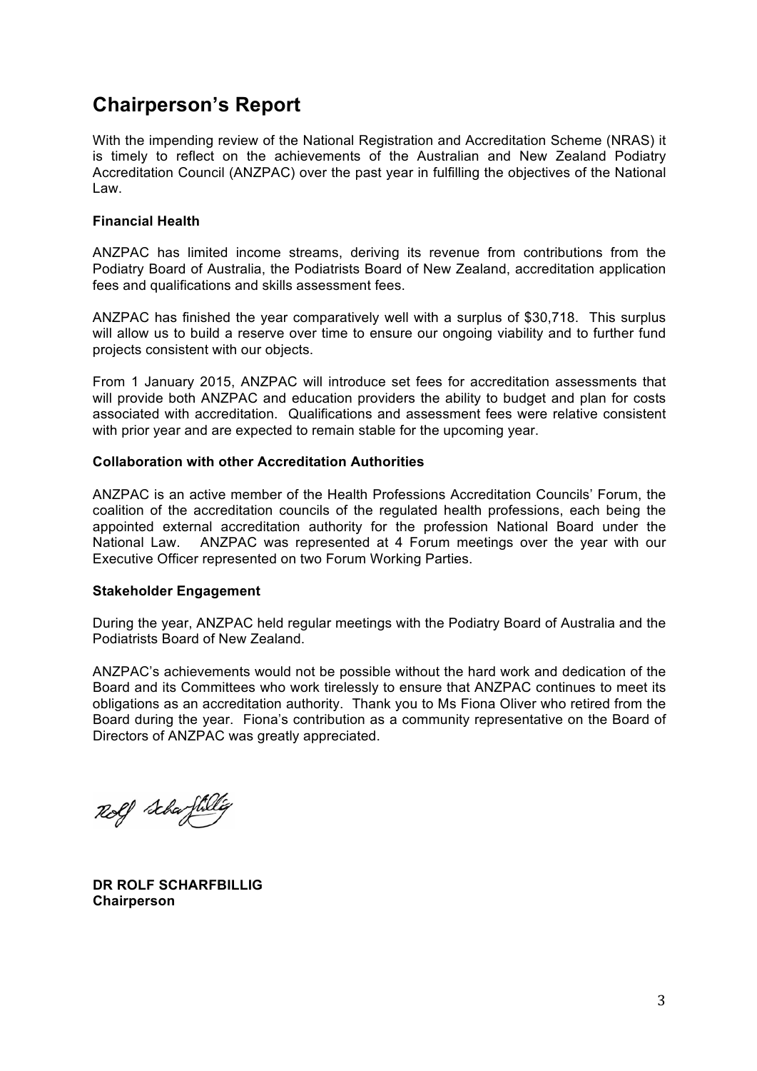# Chairperson's Report

With the impending review of the National Registration and Accreditation Scheme (NRAS) it is timely to reflect on the achievements of the Australian and New Zealand Podiatry Accreditation Council (ANZPAC) over the past year in fulfilling the objectives of the National Law.

**Financial Health**

ANZPAC has limited income streams, deriving its revenue from contributions from the Podiatry Board of Australia, the Podiatrists Board of New Zealand, accreditation application fees and qualifications and skills assessment fees.

ANZPAC has finished the year comparatively well with a surplus of $30,718. This surplus will allow us to build a reserve over time to ensure our ongoing viability and to further fund projects consistent with our objects.

From 1 January 2015, ANZPAC will introduce set fees for accreditation assessments that will provide both ANZPAC and education providers the ability to budget and plan for costs associated with accreditation. Qualifications and assessment fees were relative consistent with prior year and are expected to remain stable for the upcoming year.

**Collaboration with other Accreditation Authorities**

ANZPAC is an active member of the Health Professions Accreditation Councils' Forum, the coalition of the accreditation councils of the regulated health professions, each being the appointed external accreditation authority for the profession National Board under the National Law. ANZPAC was represented at 4 Forum meetings over the year with our Executive Officer represented on two Forum Working Parties.

**Stakeholder Engagement**

During the year, ANZPAC held regular meetings with the Podiatry Board of Australia and the Podiatrists Board of New Zealand.

ANZPAC's achievements would not be possible without the hard work and dedication of the Board and its Committees who work tirelessly to ensure that ANZPAC continues to meet its obligations as an accreditation authority. Thank you to Ms Fiona Oliver who retired from the Board during the year. Fiona's contribution as a community representative on the Board of Directors of ANZPAC was greatly appreciated.

**DR ROLF SCHARFBILLIG**
**Chairperson**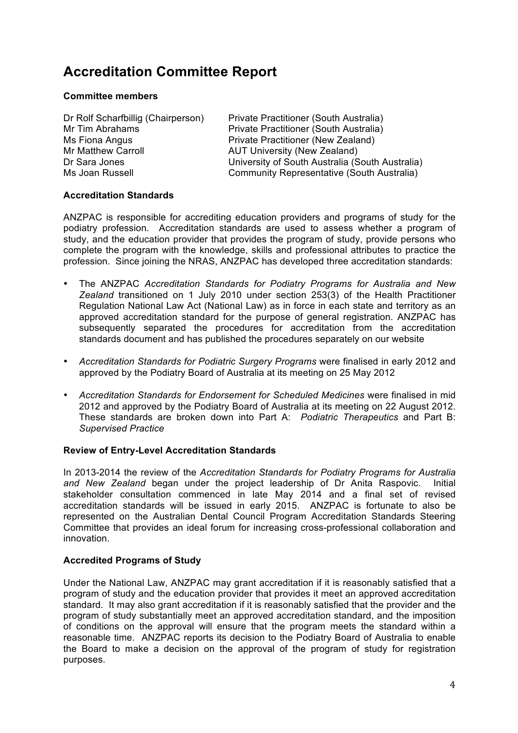# Accreditation Committee Report

**Committee members**

| | |
|---|---|
| Dr Rolf Scharfbillig (Chairperson) | Private Practitioner (South Australia) |
| Mr Tim Abrahams | Private Practitioner (South Australia) |
| Ms Fiona Angus | Private Practitioner (New Zealand) |
| Mr Matthew Carroll | AUT University (New Zealand) |
| Dr Sara Jones | University of South Australia (South Australia) |
| Ms Joan Russell | Community Representative (South Australia) |

**Accreditation Standards**

ANZPAC is responsible for accrediting education providers and programs of study for the podiatry profession. Accreditation standards are used to assess whether a program of study, and the education provider that provides the program of study, provide persons who complete the program with the knowledge, skills and professional attributes to practice the profession. Since joining the NRAS, ANZPAC has developed three accreditation standards:

- The ANZPAC *Accreditation Standards for Podiatry Programs for Australia and New Zealand* transitioned on 1 July 2010 under section 253(3) of the Health Practitioner Regulation National Law Act (National Law) as in force in each state and territory as an approved accreditation standard for the purpose of general registration. ANZPAC has subsequently separated the procedures for accreditation from the accreditation standards document and has published the procedures separately on our website

- *Accreditation Standards for Podiatric Surgery Programs* were finalised in early 2012 and approved by the Podiatry Board of Australia at its meeting on 25 May 2012

- *Accreditation Standards for Endorsement for Scheduled Medicines* were finalised in mid 2012 and approved by the Podiatry Board of Australia at its meeting on 22 August 2012. These standards are broken down into Part A: *Podiatric Therapeutics* and Part B: *Supervised Practice*

**Review of Entry-Level Accreditation Standards**

In 2013-2014 the review of the *Accreditation Standards for Podiatry Programs for Australia and New Zealand* began under the project leadership of Dr Anita Raspovic. Initial stakeholder consultation commenced in late May 2014 and a final set of revised accreditation standards will be issued in early 2015. ANZPAC is fortunate to also be represented on the Australian Dental Council Program Accreditation Standards Steering Committee that provides an ideal forum for increasing cross-professional collaboration and innovation.

**Accredited Programs of Study**

Under the National Law, ANZPAC may grant accreditation if it is reasonably satisfied that a program of study and the education provider that provides it meet an approved accreditation standard. It may also grant accreditation if it is reasonably satisfied that the provider and the program of study substantially meet an approved accreditation standard, and the imposition of conditions on the approval will ensure that the program meets the standard within a reasonable time. ANZPAC reports its decision to the Podiatry Board of Australia to enable the Board to make a decision on the approval of the program of study for registration purposes.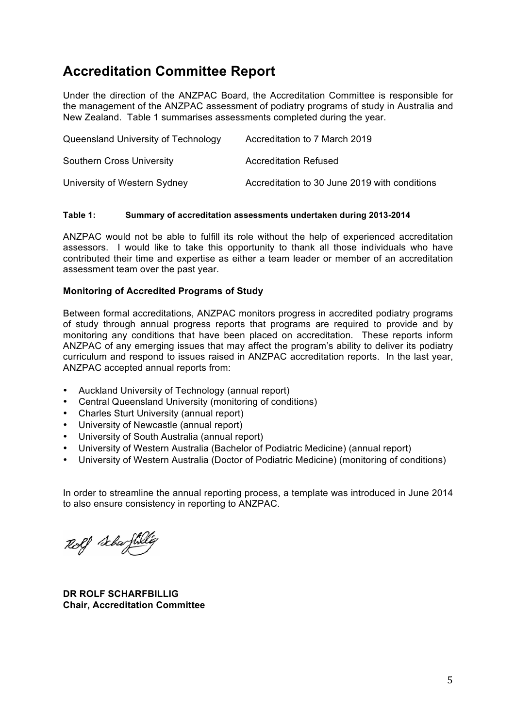# Accreditation Committee Report

Under the direction of the ANZPAC Board, the Accreditation Committee is responsible for the management of the ANZPAC assessment of podiatry programs of study in Australia and New Zealand. Table 1 summarises assessments completed during the year.

| | |
|---|---|
| Queensland University of Technology | Accreditation to 7 March 2019 |
| Southern Cross University | Accreditation Refused |
| University of Western Sydney | Accreditation to 30 June 2019 with conditions |

**Table 1: Summary of accreditation assessments undertaken during 2013-2014**

ANZPAC would not be able to fulfill its role without the help of experienced accreditation assessors. I would like to take this opportunity to thank all those individuals who have contributed their time and expertise as either a team leader or member of an accreditation assessment team over the past year.

**Monitoring of Accredited Programs of Study**

Between formal accreditations, ANZPAC monitors progress in accredited podiatry programs of study through annual progress reports that programs are required to provide and by monitoring any conditions that have been placed on accreditation. These reports inform ANZPAC of any emerging issues that may affect the program's ability to deliver its podiatry curriculum and respond to issues raised in ANZPAC accreditation reports. In the last year, ANZPAC accepted annual reports from:

- Auckland University of Technology (annual report)
- Central Queensland University (monitoring of conditions)
- Charles Sturt University (annual report)
- University of Newcastle (annual report)
- University of South Australia (annual report)
- University of Western Australia (Bachelor of Podiatric Medicine) (annual report)
- University of Western Australia (Doctor of Podiatric Medicine) (monitoring of conditions)

In order to streamline the annual reporting process, a template was introduced in June 2014 to also ensure consistency in reporting to ANZPAC.

Rolf Scharfbillig

**DR ROLF SCHARFBILLIG**
**Chair, Accreditation Committee**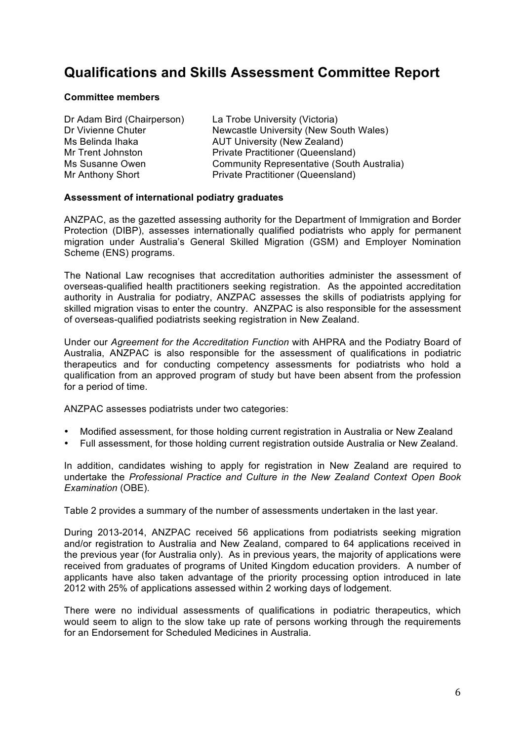# Qualifications and Skills Assessment Committee Report

**Committee members**

| | |
|---|---|
| Dr Adam Bird (Chairperson) | La Trobe University (Victoria) |
| Dr Vivienne Chuter | Newcastle University (New South Wales) |
| Ms Belinda Ihaka | AUT University (New Zealand) |
| Mr Trent Johnston | Private Practitioner (Queensland) |
| Ms Susanne Owen | Community Representative (South Australia) |
| Mr Anthony Short | Private Practitioner (Queensland) |

**Assessment of international podiatry graduates**

ANZPAC, as the gazetted assessing authority for the Department of Immigration and Border Protection (DIBP), assesses internationally qualified podiatrists who apply for permanent migration under Australia's General Skilled Migration (GSM) and Employer Nomination Scheme (ENS) programs.

The National Law recognises that accreditation authorities administer the assessment of overseas-qualified health practitioners seeking registration. As the appointed accreditation authority in Australia for podiatry, ANZPAC assesses the skills of podiatrists applying for skilled migration visas to enter the country. ANZPAC is also responsible for the assessment of overseas-qualified podiatrists seeking registration in New Zealand.

Under our *Agreement for the Accreditation Function* with AHPRA and the Podiatry Board of Australia, ANZPAC is also responsible for the assessment of qualifications in podiatric therapeutics and for conducting competency assessments for podiatrists who hold a qualification from an approved program of study but have been absent from the profession for a period of time.

ANZPAC assesses podiatrists under two categories:

- Modified assessment, for those holding current registration in Australia or New Zealand
- Full assessment, for those holding current registration outside Australia or New Zealand.

In addition, candidates wishing to apply for registration in New Zealand are required to undertake the *Professional Practice and Culture in the New Zealand Context Open Book Examination* (OBE).

Table 2 provides a summary of the number of assessments undertaken in the last year.

During 2013-2014, ANZPAC received 56 applications from podiatrists seeking migration and/or registration to Australia and New Zealand, compared to 64 applications received in the previous year (for Australia only). As in previous years, the majority of applications were received from graduates of programs of United Kingdom education providers. A number of applicants have also taken advantage of the priority processing option introduced in late 2012 with 25% of applications assessed within 2 working days of lodgement.

There were no individual assessments of qualifications in podiatric therapeutics, which would seem to align to the slow take up rate of persons working through the requirements for an Endorsement for Scheduled Medicines in Australia.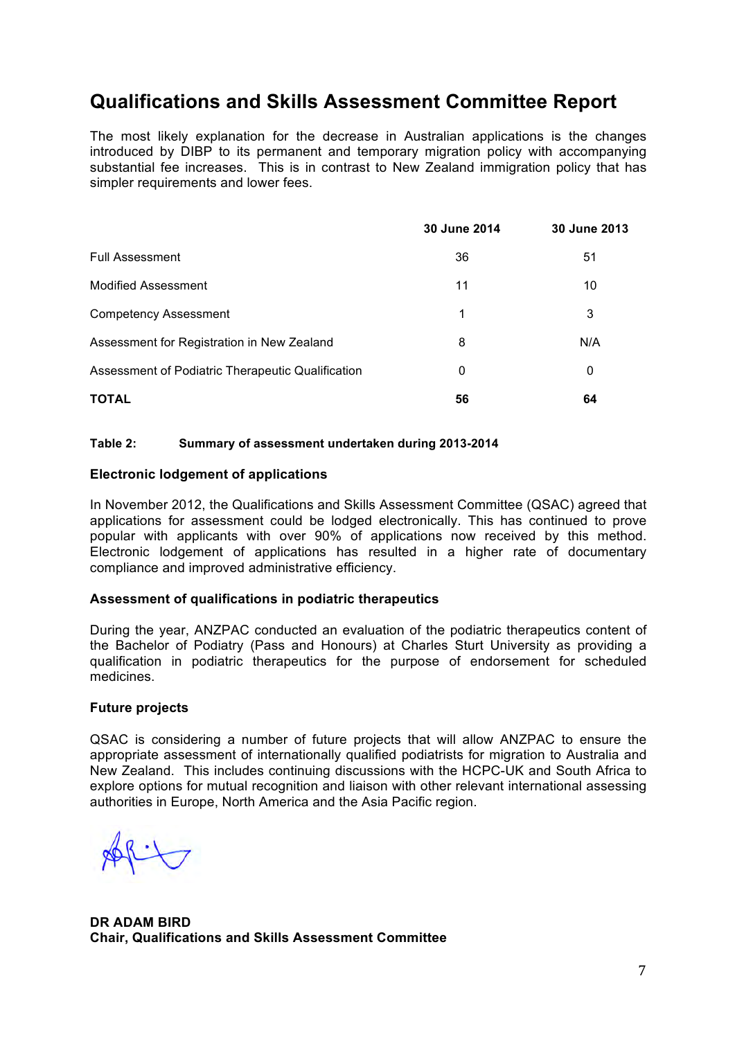# Qualifications and Skills Assessment Committee Report

The most likely explanation for the decrease in Australian applications is the changes introduced by DIBP to its permanent and temporary migration policy with accompanying substantial fee increases. This is in contrast to New Zealand immigration policy that has simpler requirements and lower fees.

| | 30 June 2014 | 30 June 2013 |
|---|---|---|
| Full Assessment | 36 | 51 |
| Modified Assessment | 11 | 10 |
| Competency Assessment | 1 | 3 |
| Assessment for Registration in New Zealand | 8 | N/A |
| Assessment of Podiatric Therapeutic Qualification | 0 | 0 |
| **TOTAL** | **56** | **64** |

**Table 2: Summary of assessment undertaken during 2013-2014**

### Electronic lodgement of applications

In November 2012, the Qualifications and Skills Assessment Committee (QSAC) agreed that applications for assessment could be lodged electronically. This has continued to prove popular with applicants with over 90% of applications now received by this method. Electronic lodgement of applications has resulted in a higher rate of documentary compliance and improved administrative efficiency.

### Assessment of qualifications in podiatric therapeutics

During the year, ANZPAC conducted an evaluation of the podiatric therapeutics content of the Bachelor of Podiatry (Pass and Honours) at Charles Sturt University as providing a qualification in podiatric therapeutics for the purpose of endorsement for scheduled medicines.

### Future projects

QSAC is considering a number of future projects that will allow ANZPAC to ensure the appropriate assessment of internationally qualified podiatrists for migration to Australia and New Zealand. This includes continuing discussions with the HCPC-UK and South Africa to explore options for mutual recognition and liaison with other relevant international assessing authorities in Europe, North America and the Asia Pacific region.

**DR ADAM BIRD**
**Chair, Qualifications and Skills Assessment Committee**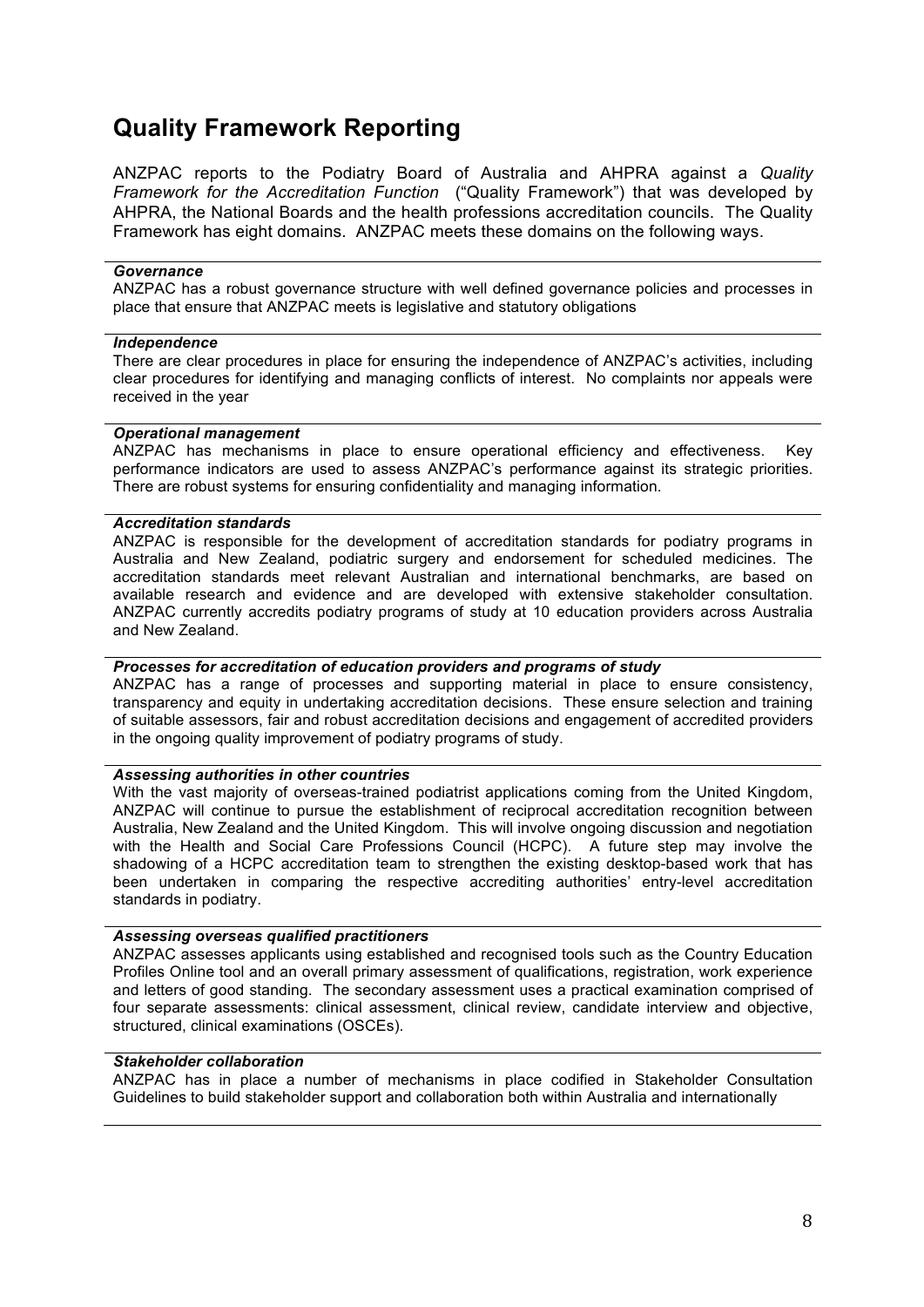# Quality Framework Reporting

ANZPAC reports to the Podiatry Board of Australia and AHPRA against a *Quality Framework for the Accreditation Function* ("Quality Framework") that was developed by AHPRA, the National Boards and the health professions accreditation councils. The Quality Framework has eight domains. ANZPAC meets these domains on the following ways.

***Governance***

ANZPAC has a robust governance structure with well defined governance policies and processes in place that ensure that ANZPAC meets is legislative and statutory obligations

***Independence***

There are clear procedures in place for ensuring the independence of ANZPAC's activities, including clear procedures for identifying and managing conflicts of interest. No complaints nor appeals were received in the year

***Operational management***

ANZPAC has mechanisms in place to ensure operational efficiency and effectiveness. Key performance indicators are used to assess ANZPAC's performance against its strategic priorities. There are robust systems for ensuring confidentiality and managing information.

***Accreditation standards***

ANZPAC is responsible for the development of accreditation standards for podiatry programs in Australia and New Zealand, podiatric surgery and endorsement for scheduled medicines. The accreditation standards meet relevant Australian and international benchmarks, are based on available research and evidence and are developed with extensive stakeholder consultation. ANZPAC currently accredits podiatry programs of study at 10 education providers across Australia and New Zealand.

***Processes for accreditation of education providers and programs of study***

ANZPAC has a range of processes and supporting material in place to ensure consistency, transparency and equity in undertaking accreditation decisions. These ensure selection and training of suitable assessors, fair and robust accreditation decisions and engagement of accredited providers in the ongoing quality improvement of podiatry programs of study.

***Assessing authorities in other countries***

With the vast majority of overseas-trained podiatrist applications coming from the United Kingdom, ANZPAC will continue to pursue the establishment of reciprocal accreditation recognition between Australia, New Zealand and the United Kingdom. This will involve ongoing discussion and negotiation with the Health and Social Care Professions Council (HCPC). A future step may involve the shadowing of a HCPC accreditation team to strengthen the existing desktop-based work that has been undertaken in comparing the respective accrediting authorities' entry-level accreditation standards in podiatry.

***Assessing overseas qualified practitioners***

ANZPAC assesses applicants using established and recognised tools such as the Country Education Profiles Online tool and an overall primary assessment of qualifications, registration, work experience and letters of good standing. The secondary assessment uses a practical examination comprised of four separate assessments: clinical assessment, clinical review, candidate interview and objective, structured, clinical examinations (OSCEs).

***Stakeholder collaboration***

ANZPAC has in place a number of mechanisms in place codified in Stakeholder Consultation Guidelines to build stakeholder support and collaboration both within Australia and internationally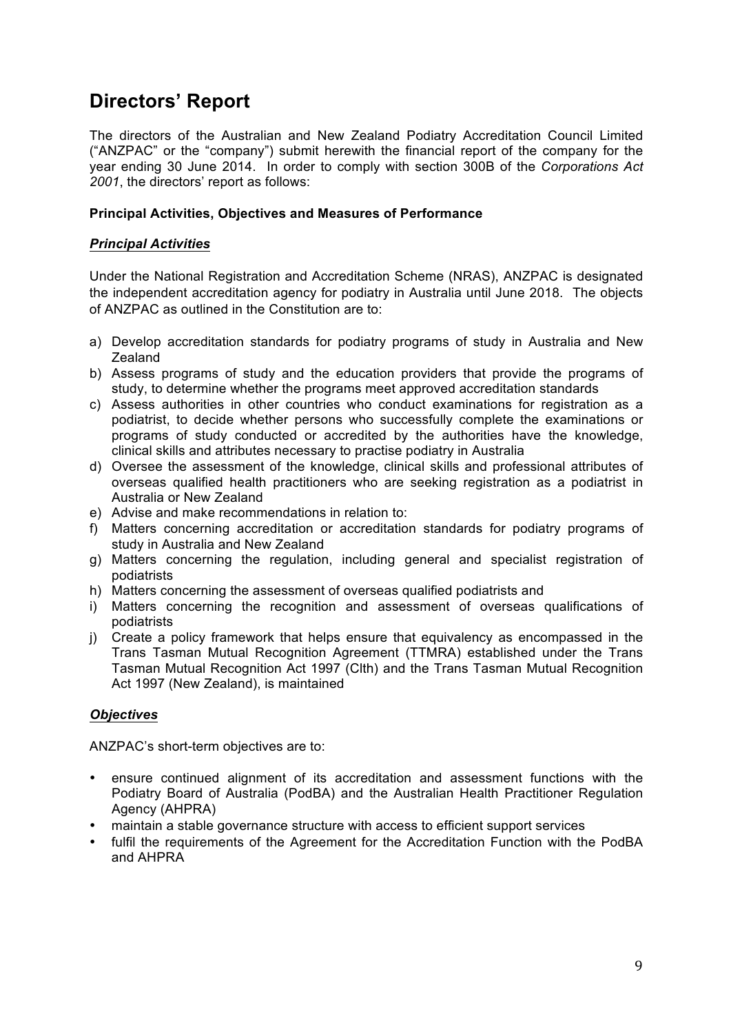# Directors' Report

The directors of the Australian and New Zealand Podiatry Accreditation Council Limited ("ANZPAC" or the "company") submit herewith the financial report of the company for the year ending 30 June 2014. In order to comply with section 300B of the *Corporations Act 2001*, the directors' report as follows:

**Principal Activities, Objectives and Measures of Performance**

***Principal Activities***

Under the National Registration and Accreditation Scheme (NRAS), ANZPAC is designated the independent accreditation agency for podiatry in Australia until June 2018. The objects of ANZPAC as outlined in the Constitution are to:

a) Develop accreditation standards for podiatry programs of study in Australia and New Zealand
b) Assess programs of study and the education providers that provide the programs of study, to determine whether the programs meet approved accreditation standards
c) Assess authorities in other countries who conduct examinations for registration as a podiatrist, to decide whether persons who successfully complete the examinations or programs of study conducted or accredited by the authorities have the knowledge, clinical skills and attributes necessary to practise podiatry in Australia
d) Oversee the assessment of the knowledge, clinical skills and professional attributes of overseas qualified health practitioners who are seeking registration as a podiatrist in Australia or New Zealand
e) Advise and make recommendations in relation to:
f) Matters concerning accreditation or accreditation standards for podiatry programs of study in Australia and New Zealand
g) Matters concerning the regulation, including general and specialist registration of podiatrists
h) Matters concerning the assessment of overseas qualified podiatrists and
i) Matters concerning the recognition and assessment of overseas qualifications of podiatrists
j) Create a policy framework that helps ensure that equivalency as encompassed in the Trans Tasman Mutual Recognition Agreement (TTMRA) established under the Trans Tasman Mutual Recognition Act 1997 (Clth) and the Trans Tasman Mutual Recognition Act 1997 (New Zealand), is maintained

***Objectives***

ANZPAC's short-term objectives are to:

- ensure continued alignment of its accreditation and assessment functions with the Podiatry Board of Australia (PodBA) and the Australian Health Practitioner Regulation Agency (AHPRA)
- maintain a stable governance structure with access to efficient support services
- fulfil the requirements of the Agreement for the Accreditation Function with the PodBA and AHPRA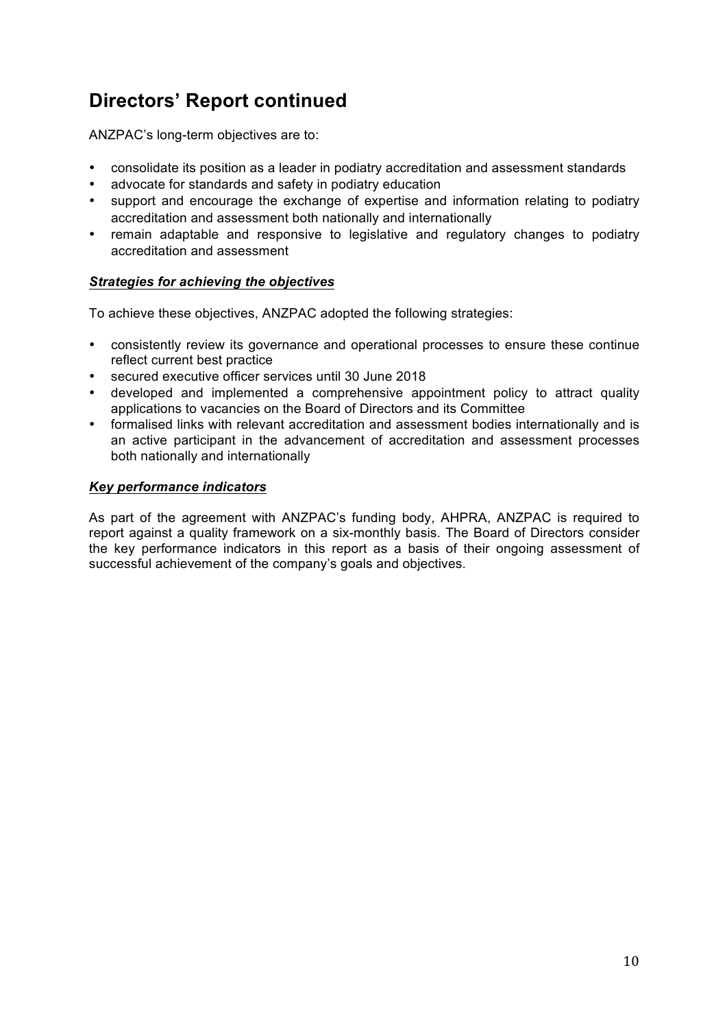## Directors' Report continued

ANZPAC's long-term objectives are to:

- consolidate its position as a leader in podiatry accreditation and assessment standards
- advocate for standards and safety in podiatry education
- support and encourage the exchange of expertise and information relating to podiatry accreditation and assessment both nationally and internationally
- remain adaptable and responsive to legislative and regulatory changes to podiatry accreditation and assessment

***Strategies for achieving the objectives***

To achieve these objectives, ANZPAC adopted the following strategies:

- consistently review its governance and operational processes to ensure these continue reflect current best practice
- secured executive officer services until 30 June 2018
- developed and implemented a comprehensive appointment policy to attract quality applications to vacancies on the Board of Directors and its Committee
- formalised links with relevant accreditation and assessment bodies internationally and is an active participant in the advancement of accreditation and assessment processes both nationally and internationally

***Key performance indicators***

As part of the agreement with ANZPAC's funding body, AHPRA, ANZPAC is required to report against a quality framework on a six-monthly basis. The Board of Directors consider the key performance indicators in this report as a basis of their ongoing assessment of successful achievement of the company's goals and objectives.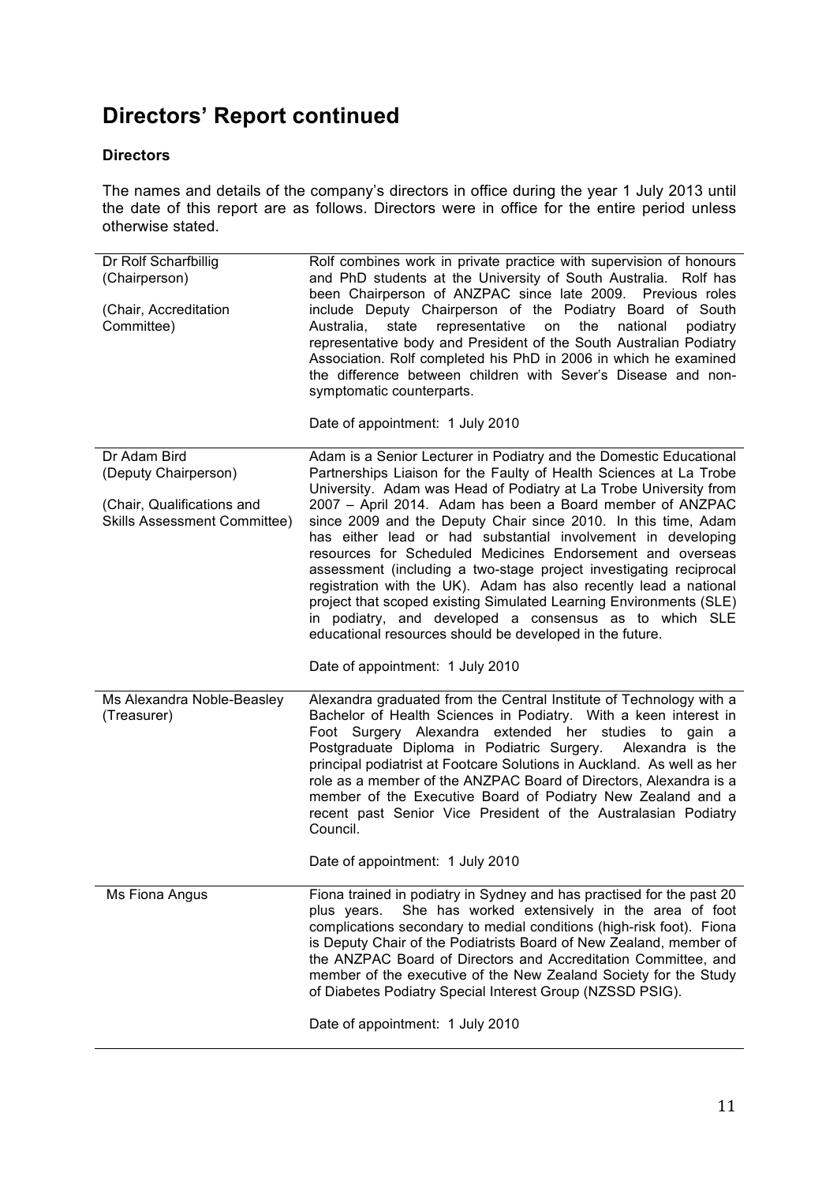# Directors' Report continued

**Directors**

The names and details of the company's directors in office during the year 1 July 2013 until the date of this report are as follows. Directors were in office for the entire period unless otherwise stated.

| | |
|---|---|
| Dr Rolf Scharfbillig<br>(Chairperson)<br><br>(Chair, Accreditation Committee) | Rolf combines work in private practice with supervision of honours and PhD students at the University of South Australia. Rolf has been Chairperson of ANZPAC since late 2009. Previous roles include Deputy Chairperson of the Podiatry Board of South Australia, state representative on the national podiatry representative body and President of the South Australian Podiatry Association. Rolf completed his PhD in 2006 in which he examined the difference between children with Sever's Disease and non-symptomatic counterparts.<br><br>Date of appointment: 1 July 2010 |
| Dr Adam Bird<br>(Deputy Chairperson)<br><br>(Chair, Qualifications and Skills Assessment Committee) | Adam is a Senior Lecturer in Podiatry and the Domestic Educational Partnerships Liaison for the Faculty of Health Sciences at La Trobe University. Adam was Head of Podiatry at La Trobe University from 2007 – April 2014. Adam has been a Board member of ANZPAC since 2009 and the Deputy Chair since 2010. In this time, Adam has either lead or had substantial involvement in developing resources for Scheduled Medicines Endorsement and overseas assessment (including a two-stage project investigating reciprocal registration with the UK). Adam has also recently lead a national project that scoped existing Simulated Learning Environments (SLE) in podiatry, and developed a consensus as to which SLE educational resources should be developed in the future.<br><br>Date of appointment: 1 July 2010 |
| Ms Alexandra Noble-Beasley<br>(Treasurer) | Alexandra graduated from the Central Institute of Technology with a Bachelor of Health Sciences in Podiatry. With a keen interest in Foot Surgery Alexandra extended her studies to gain a Postgraduate Diploma in Podiatric Surgery. Alexandra is the principal podiatrist at Footcare Solutions in Auckland. As well as her role as a member of the ANZPAC Board of Directors, Alexandra is a member of the Executive Board of Podiatry New Zealand and a recent past Senior Vice President of the Australasian Podiatry Council.<br><br>Date of appointment: 1 July 2010 |
| Ms Fiona Angus | Fiona trained in podiatry in Sydney and has practised for the past 20 plus years. She has worked extensively in the area of foot complications secondary to medial conditions (high-risk foot). Fiona is Deputy Chair of the Podiatrists Board of New Zealand, member of the ANZPAC Board of Directors and Accreditation Committee, and member of the executive of the New Zealand Society for the Study of Diabetes Podiatry Special Interest Group (NZSSD PSIG).<br><br>Date of appointment: 1 July 2010 |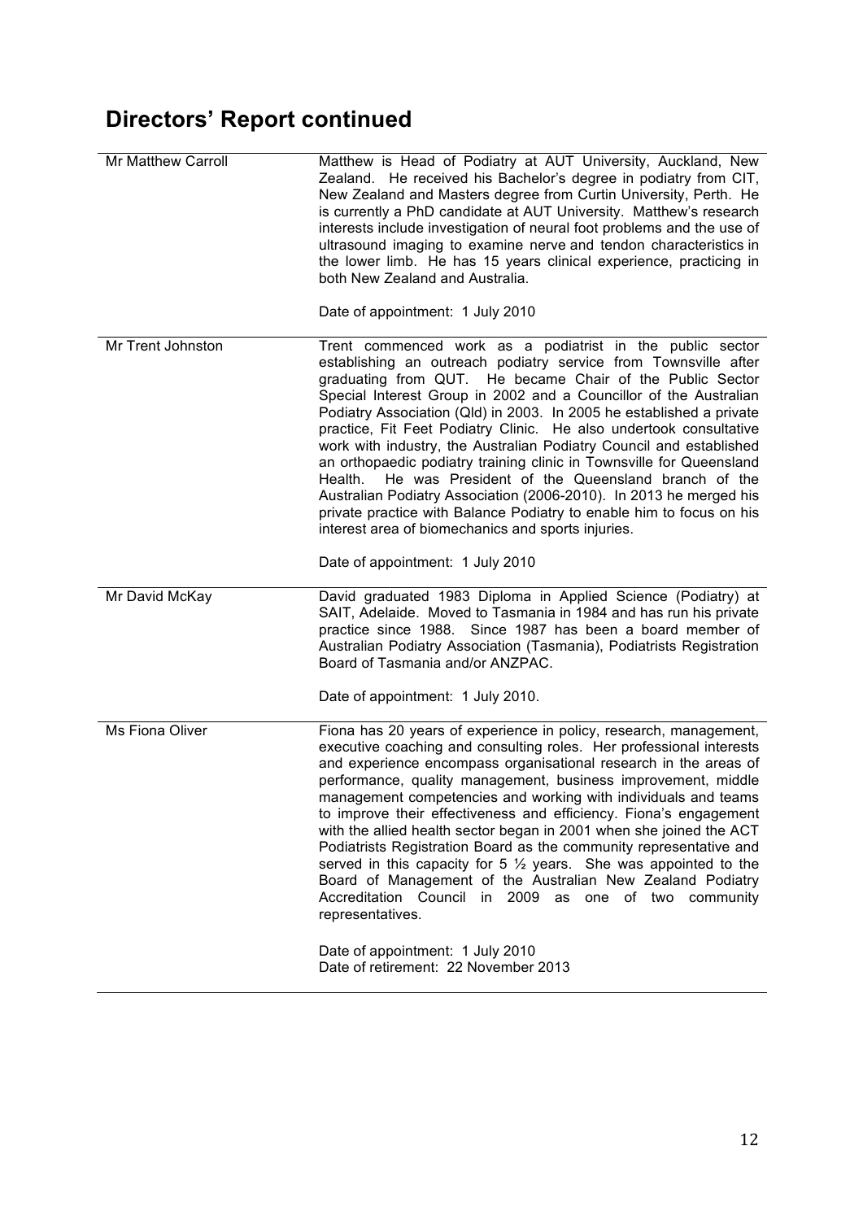# Directors' Report continued

| | |
|---|---|
| Mr Matthew Carroll | Matthew is Head of Podiatry at AUT University, Auckland, New Zealand. He received his Bachelor's degree in podiatry from CIT, New Zealand and Masters degree from Curtin University, Perth. He is currently a PhD candidate at AUT University. Matthew's research interests include investigation of neural foot problems and the use of ultrasound imaging to examine nerve and tendon characteristics in the lower limb. He has 15 years clinical experience, practicing in both New Zealand and Australia.<br><br>Date of appointment: 1 July 2010 |
| Mr Trent Johnston | Trent commenced work as a podiatrist in the public sector establishing an outreach podiatry service from Townsville after graduating from QUT. He became Chair of the Public Sector Special Interest Group in 2002 and a Councillor of the Australian Podiatry Association (Qld) in 2003. In 2005 he established a private practice, Fit Feet Podiatry Clinic. He also undertook consultative work with industry, the Australian Podiatry Council and established an orthopaedic podiatry training clinic in Townsville for Queensland Health. He was President of the Queensland branch of the Australian Podiatry Association (2006-2010). In 2013 he merged his private practice with Balance Podiatry to enable him to focus on his interest area of biomechanics and sports injuries.<br><br>Date of appointment: 1 July 2010 |
| Mr David McKay | David graduated 1983 Diploma in Applied Science (Podiatry) at SAIT, Adelaide. Moved to Tasmania in 1984 and has run his private practice since 1988. Since 1987 has been a board member of Australian Podiatry Association (Tasmania), Podiatrists Registration Board of Tasmania and/or ANZPAC.<br><br>Date of appointment: 1 July 2010. |
| Ms Fiona Oliver | Fiona has 20 years of experience in policy, research, management, executive coaching and consulting roles. Her professional interests and experience encompass organisational research in the areas of performance, quality management, business improvement, middle management competencies and working with individuals and teams to improve their effectiveness and efficiency. Fiona's engagement with the allied health sector began in 2001 when she joined the ACT Podiatrists Registration Board as the community representative and served in this capacity for 5 ½ years. She was appointed to the Board of Management of the Australian New Zealand Podiatry Accreditation Council in 2009 as one of two community representatives.<br><br>Date of appointment: 1 July 2010<br>Date of retirement: 22 November 2013 |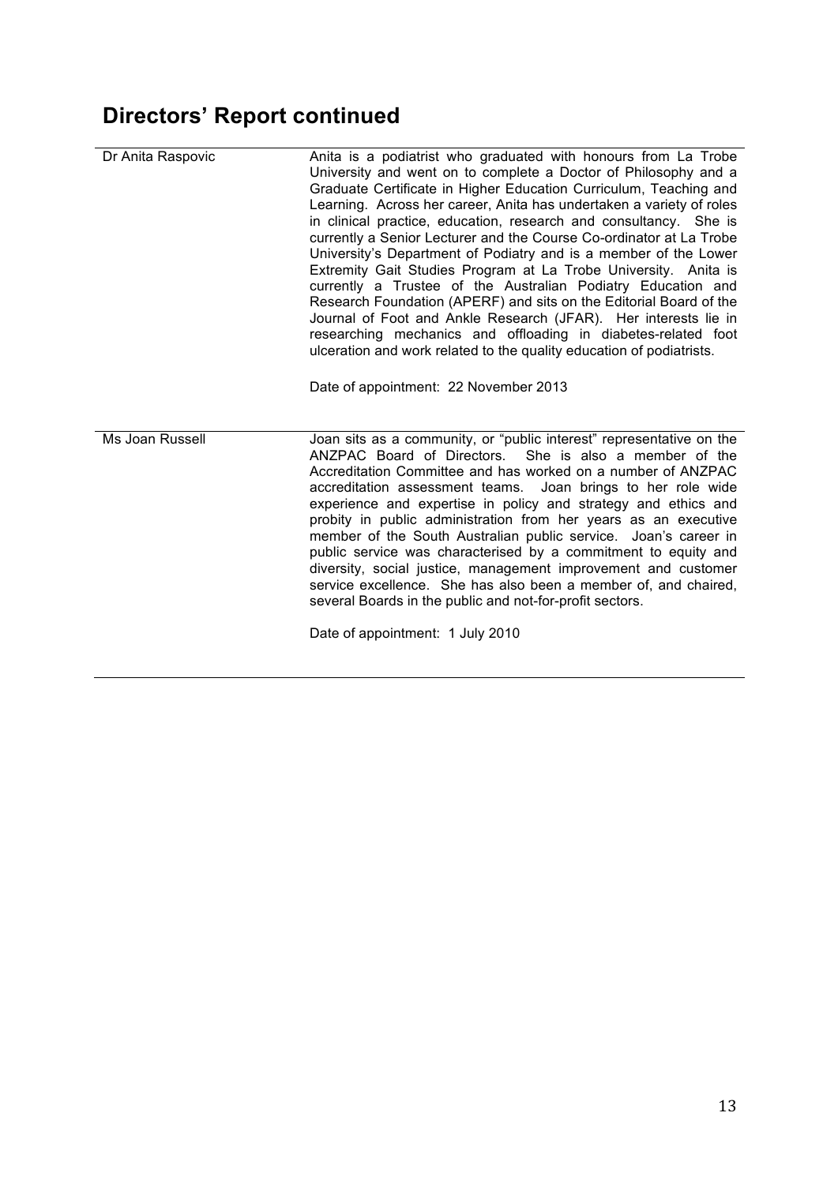# Directors' Report continued

| | |
|---|---|
| Dr Anita Raspovic | Anita is a podiatrist who graduated with honours from La Trobe University and went on to complete a Doctor of Philosophy and a Graduate Certificate in Higher Education Curriculum, Teaching and Learning. Across her career, Anita has undertaken a variety of roles in clinical practice, education, research and consultancy. She is currently a Senior Lecturer and the Course Co-ordinator at La Trobe University's Department of Podiatry and is a member of the Lower Extremity Gait Studies Program at La Trobe University. Anita is currently a Trustee of the Australian Podiatry Education and Research Foundation (APERF) and sits on the Editorial Board of the Journal of Foot and Ankle Research (JFAR). Her interests lie in researching mechanics and offloading in diabetes-related foot ulceration and work related to the quality education of podiatrists.<br><br>Date of appointment: 22 November 2013 |
| Ms Joan Russell | Joan sits as a community, or "public interest" representative on the ANZPAC Board of Directors. She is also a member of the Accreditation Committee and has worked on a number of ANZPAC accreditation assessment teams. Joan brings to her role wide experience and expertise in policy and strategy and ethics and probity in public administration from her years as an executive member of the South Australian public service. Joan's career in public service was characterised by a commitment to equity and diversity, social justice, management improvement and customer service excellence. She has also been a member of, and chaired, several Boards in the public and not-for-profit sectors.<br><br>Date of appointment: 1 July 2010 |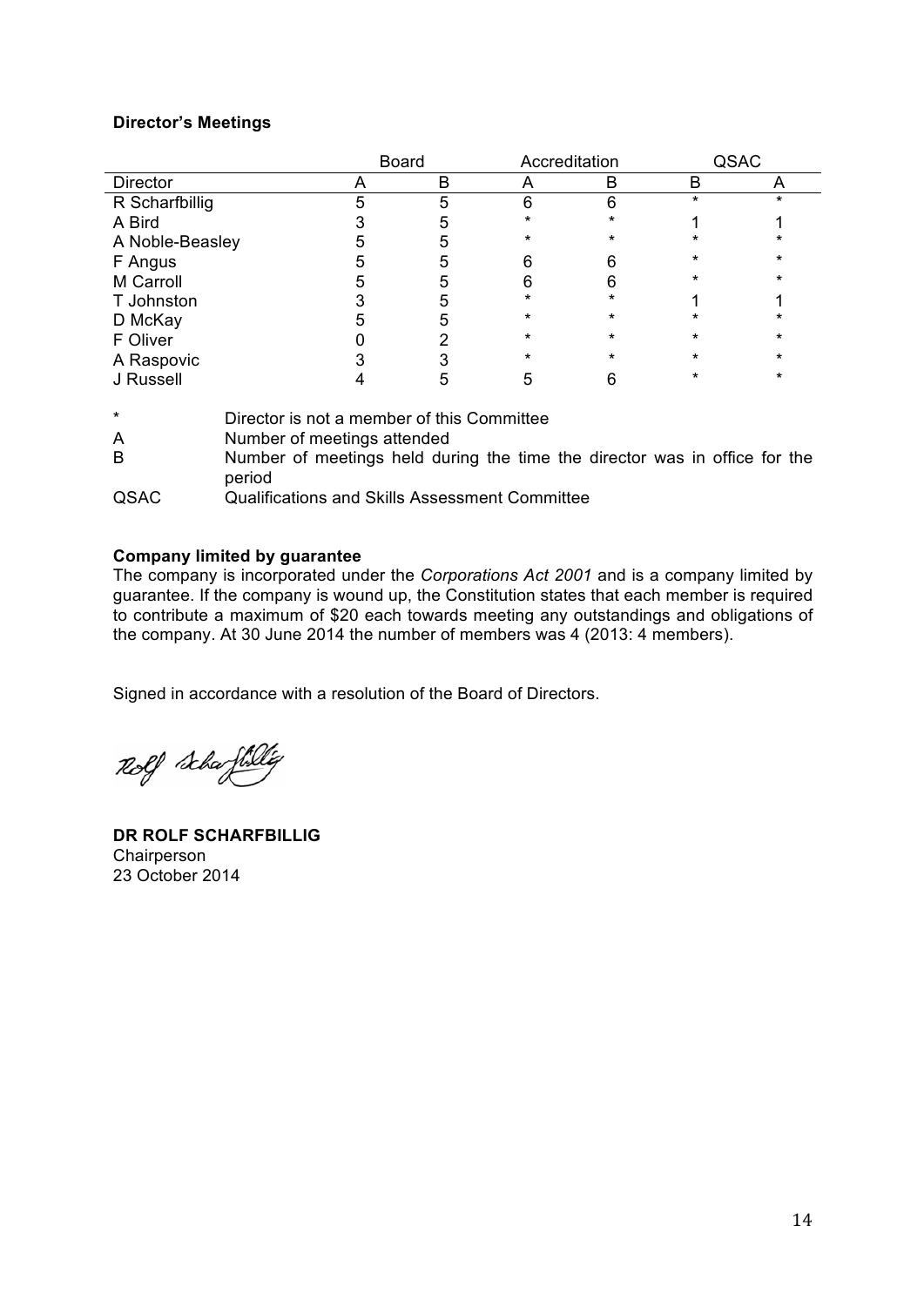**Director's Meetings**

| | Board | | Accreditation | | QSAC | |
|---|---|---|---|---|---|---|
| Director | A | B | A | B | B | A |
| R Scharfbillig | 5 | 5 | 6 | 6 | * | * |
| A Bird | 3 | 5 | * | * | 1 | 1 |
| A Noble-Beasley | 5 | 5 | * | * | * | * |
| F Angus | 5 | 5 | 6 | 6 | * | * |
| M Carroll | 5 | 5 | 6 | 6 | * | * |
| T Johnston | 3 | 5 | * | * | 1 | 1 |
| D McKay | 5 | 5 | * | * | * | * |
| F Oliver | 0 | 2 | * | * | * | * |
| A Raspovic | 3 | 3 | * | * | * | * |
| J Russell | 4 | 5 | 5 | 6 | * | * |

| | |
|---|---|
| * | Director is not a member of this Committee |
| A | Number of meetings attended |
| B | Number of meetings held during the time the director was in office for the period |
| QSAC | Qualifications and Skills Assessment Committee |

**Company limited by guarantee**

The company is incorporated under the *Corporations Act 2001* and is a company limited by guarantee. If the company is wound up, the Constitution states that each member is required to contribute a maximum of $20 each towards meeting any outstandings and obligations of the company. At 30 June 2014 the number of members was 4 (2013: 4 members).

Signed in accordance with a resolution of the Board of Directors.

**DR ROLF SCHARFBILLIG**
Chairperson
23 October 2014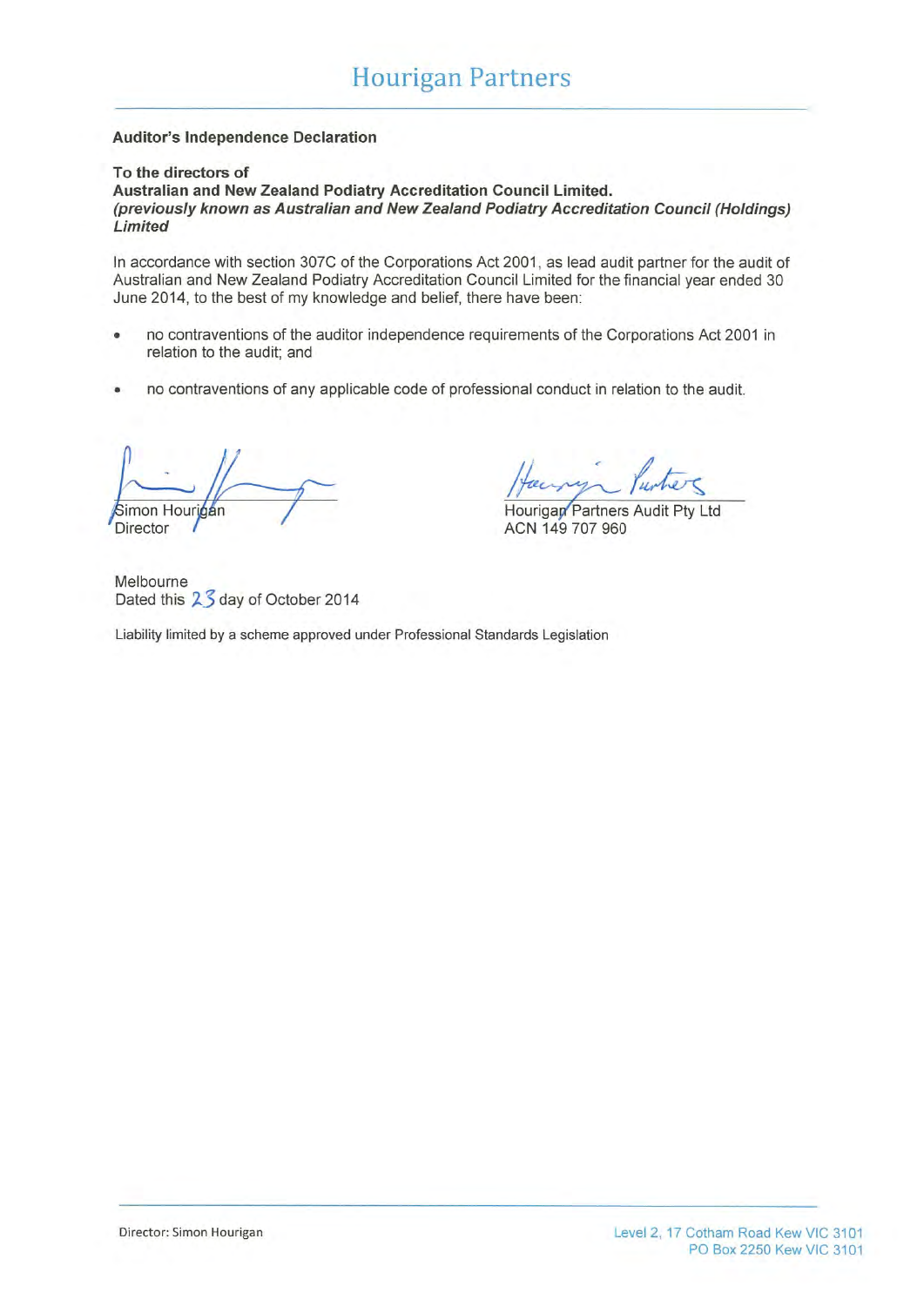# Hourigan Partners

**Auditor's Independence Declaration**

**To the directors of**
**Australian and New Zealand Podiatry Accreditation Council Limited.**
***(previously known as Australian and New Zealand Podiatry Accreditation Council (Holdings) Limited***

In accordance with section 307C of the Corporations Act 2001, as lead audit partner for the audit of Australian and New Zealand Podiatry Accreditation Council Limited for the financial year ended 30 June 2014, to the best of my knowledge and belief, there have been:

- no contraventions of the auditor independence requirements of the Corporations Act 2001 in relation to the audit; and
- no contraventions of any applicable code of professional conduct in relation to the audit.

Simon Hourigan
Director

Hourigan Partners Audit Pty Ltd
ACN 149 707 960

Melbourne
Dated this 23 day of October 2014

Liability limited by a scheme approved under Professional Standards Legislation

Director: Simon Hourigan

Level 2, 17 Cotham Road Kew VIC 3101
PO Box 2250 Kew VIC 3101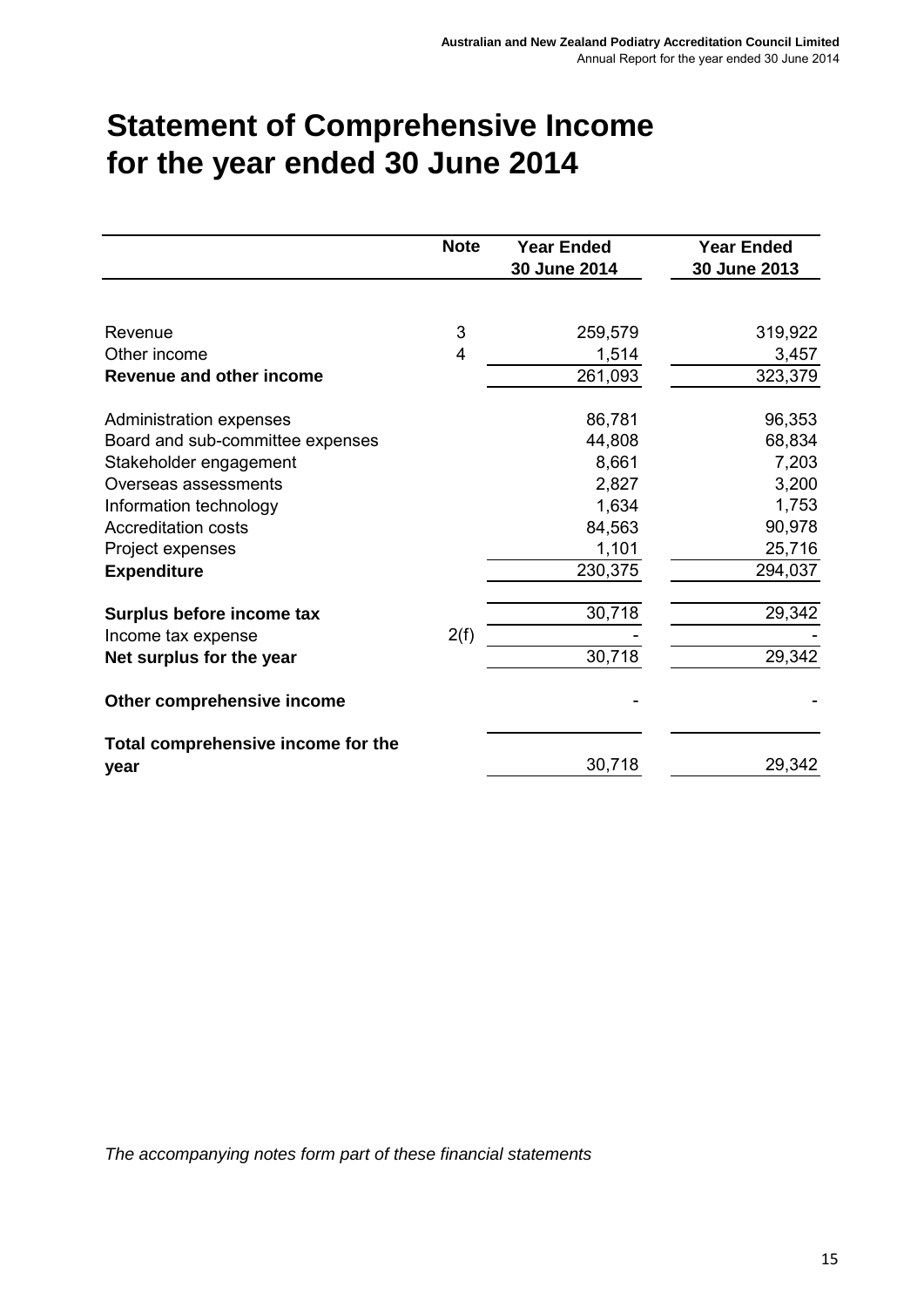# Statement of Comprehensive Income for the year ended 30 June 2014

| | Note | Year Ended 30 June 2014 | Year Ended 30 June 2013 |
|---|---|---|---|
| Revenue | 3 | 259,579 | 319,922 |
| Other income | 4 | 1,514 | 3,457 |
| **Revenue and other income** | | 261,093 | 323,379 |
| Administration expenses | | 86,781 | 96,353 |
| Board and sub-committee expenses | | 44,808 | 68,834 |
| Stakeholder engagement | | 8,661 | 7,203 |
| Overseas assessments | | 2,827 | 3,200 |
| Information technology | | 1,634 | 1,753 |
| Accreditation costs | | 84,563 | 90,978 |
| Project expenses | | 1,101 | 25,716 |
| **Expenditure** | | 230,375 | 294,037 |
| **Surplus before income tax** | | 30,718 | 29,342 |
| Income tax expense | 2(f) | - | - |
| **Net surplus for the year** | | 30,718 | 29,342 |
| **Other comprehensive income** | | - | - |
| **Total comprehensive income for the year** | | 30,718 | 29,342 |

*The accompanying notes form part of these financial statements*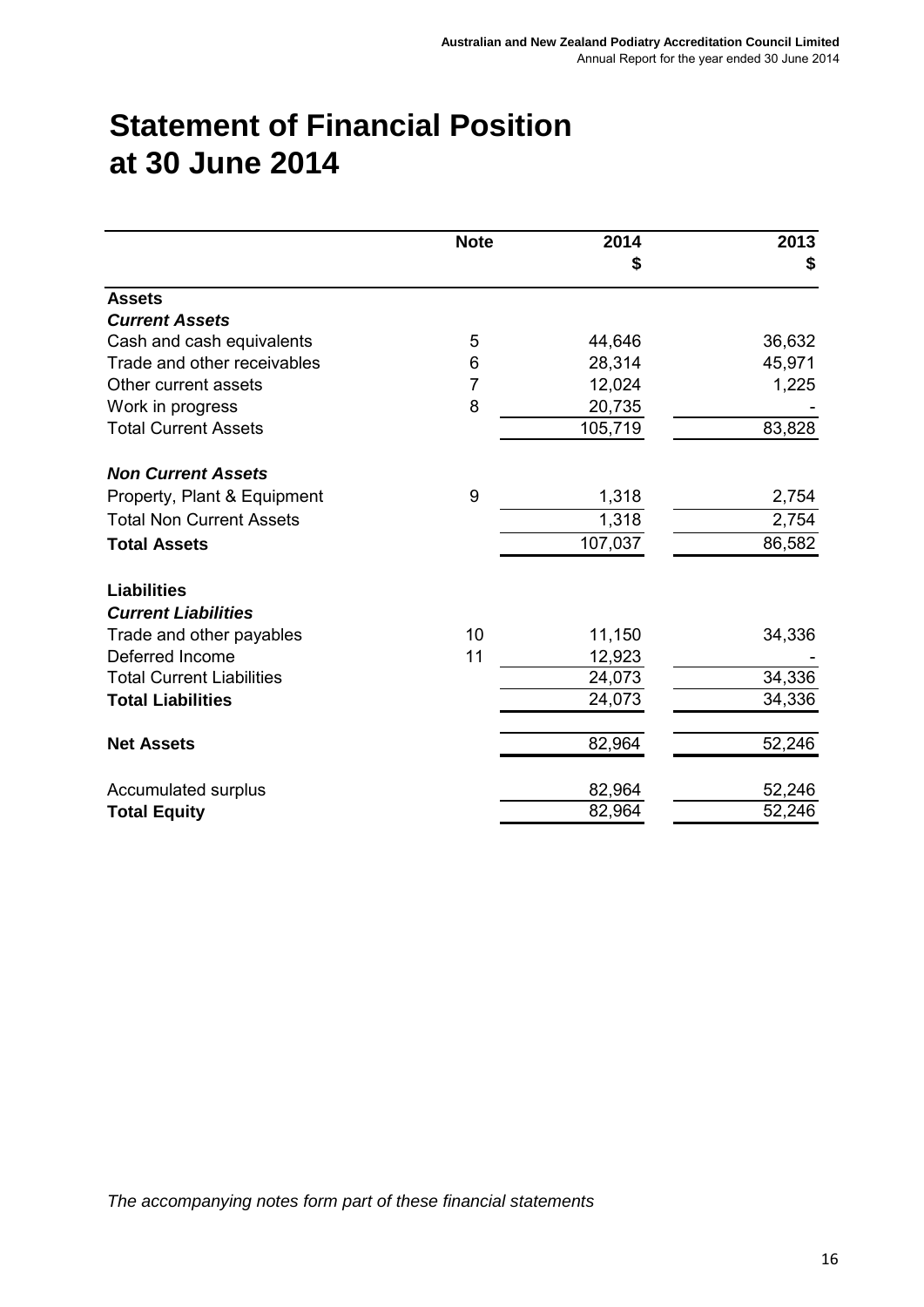# Statement of Financial Position at 30 June 2014

| | Note | 2014<br>$ | 2013<br>$ |
|---|---|---|---|
| **Assets** | | | |
| ***Current Assets*** | | | |
| Cash and cash equivalents | 5 | 44,646 | 36,632 |
| Trade and other receivables | 6 | 28,314 | 45,971 |
| Other current assets | 7 | 12,024 | 1,225 |
| Work in progress | 8 | 20,735 | - |
| Total Current Assets | | 105,719 | 83,828 |
| ***Non Current Assets*** | | | |
| Property, Plant & Equipment | 9 | 1,318 | 2,754 |
| Total Non Current Assets | | 1,318 | 2,754 |
| **Total Assets** | | 107,037 | 86,582 |
| **Liabilities** | | | |
| ***Current Liabilities*** | | | |
| Trade and other payables | 10 | 11,150 | 34,336 |
| Deferred Income | 11 | 12,923 | - |
| Total Current Liabilities | | 24,073 | 34,336 |
| **Total Liabilities** | | 24,073 | 34,336 |
| **Net Assets** | | 82,964 | 52,246 |
| Accumulated surplus | | 82,964 | 52,246 |
| **Total Equity** | | 82,964 | 52,246 |

*The accompanying notes form part of these financial statements*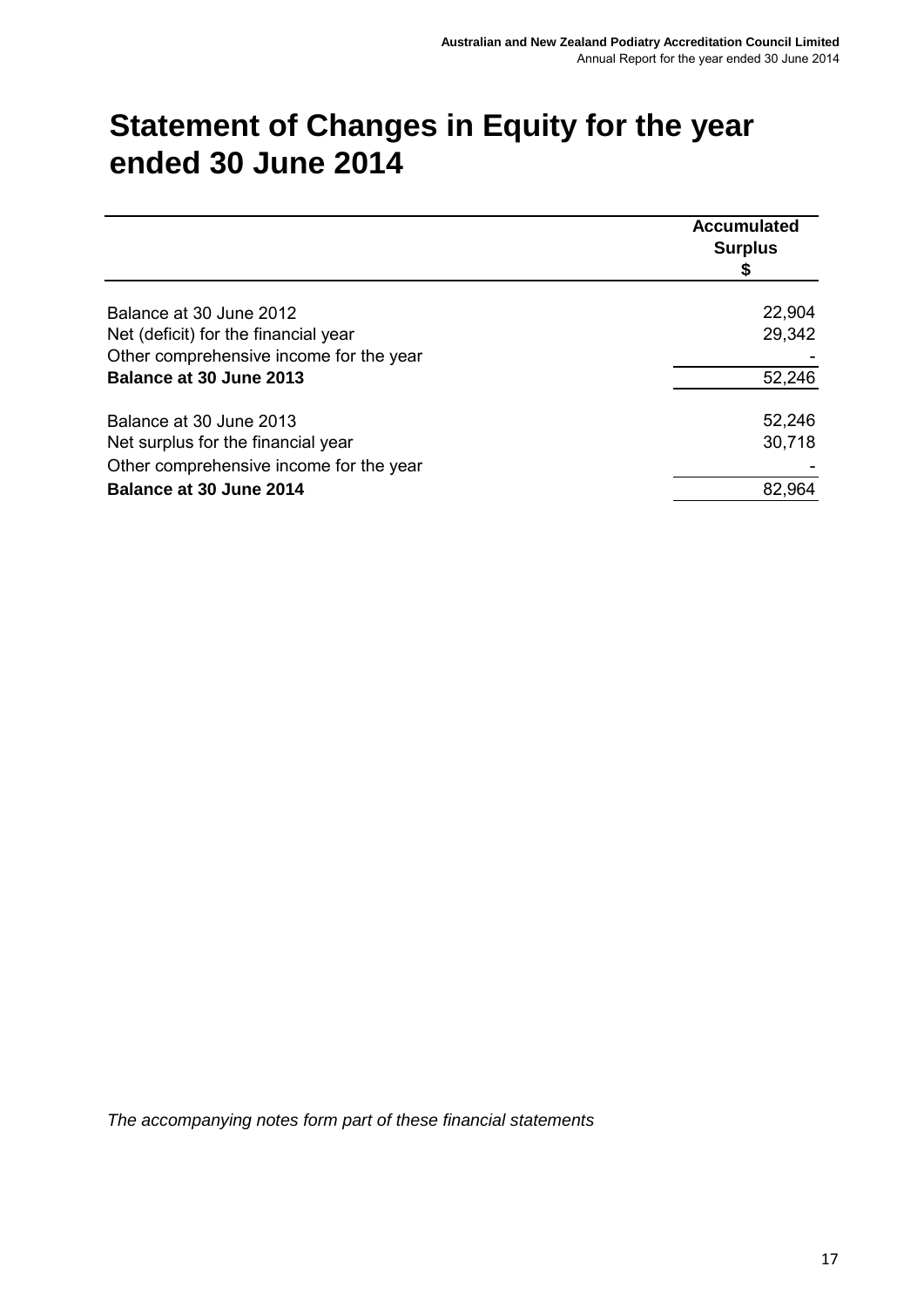# Statement of Changes in Equity for the year ended 30 June 2014

| | Accumulated Surplus $ |
|---|---|
| Balance at 30 June 2012 | 22,904 |
| Net (deficit) for the financial year | 29,342 |
| Other comprehensive income for the year | - |
| **Balance at 30 June 2013** | 52,246 |
| | |
| Balance at 30 June 2013 | 52,246 |
| Net surplus for the financial year | 30,718 |
| Other comprehensive income for the year | - |
| **Balance at 30 June 2014** | 82,964 |

*The accompanying notes form part of these financial statements*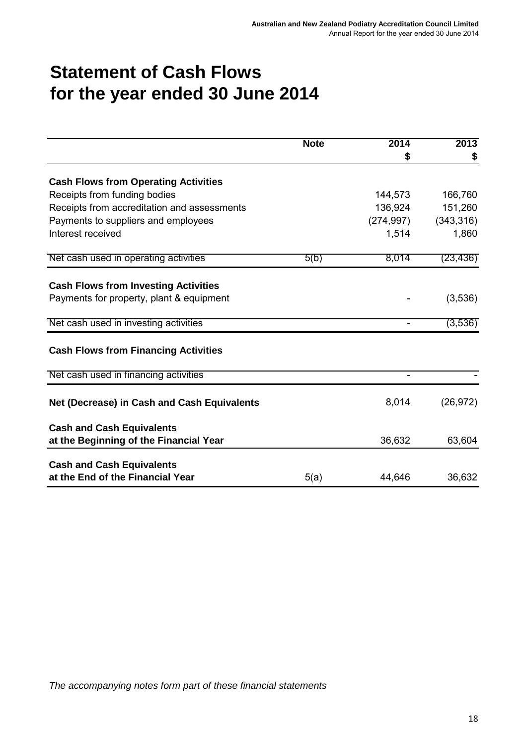# Statement of Cash Flows for the year ended 30 June 2014

| | Note | 2014 | 2013 |
|---|---|---|---|
| | | $ | $ |
| **Cash Flows from Operating Activities** | | | |
| Receipts from funding bodies | | 144,573 | 166,760 |
| Receipts from accreditation and assessments | | 136,924 | 151,260 |
| Payments to suppliers and employees | | (274,997) | (343,316) |
| Interest received | | 1,514 | 1,860 |
| Net cash used in operating activities | 5(b) | 8,014 | (23,436) |
| **Cash Flows from Investing Activities** | | | |
| Payments for property, plant & equipment | | - | (3,536) |
| Net cash used in investing activities | | - | (3,536) |
| **Cash Flows from Financing Activities** | | | |
| Net cash used in financing activities | | - | - |
| **Net (Decrease) in Cash and Cash Equivalents** | | 8,014 | (26,972) |
| **Cash and Cash Equivalents at the Beginning of the Financial Year** | | 36,632 | 63,604 |
| **Cash and Cash Equivalents at the End of the Financial Year** | 5(a) | 44,646 | 36,632 |

*The accompanying notes form part of these financial statements*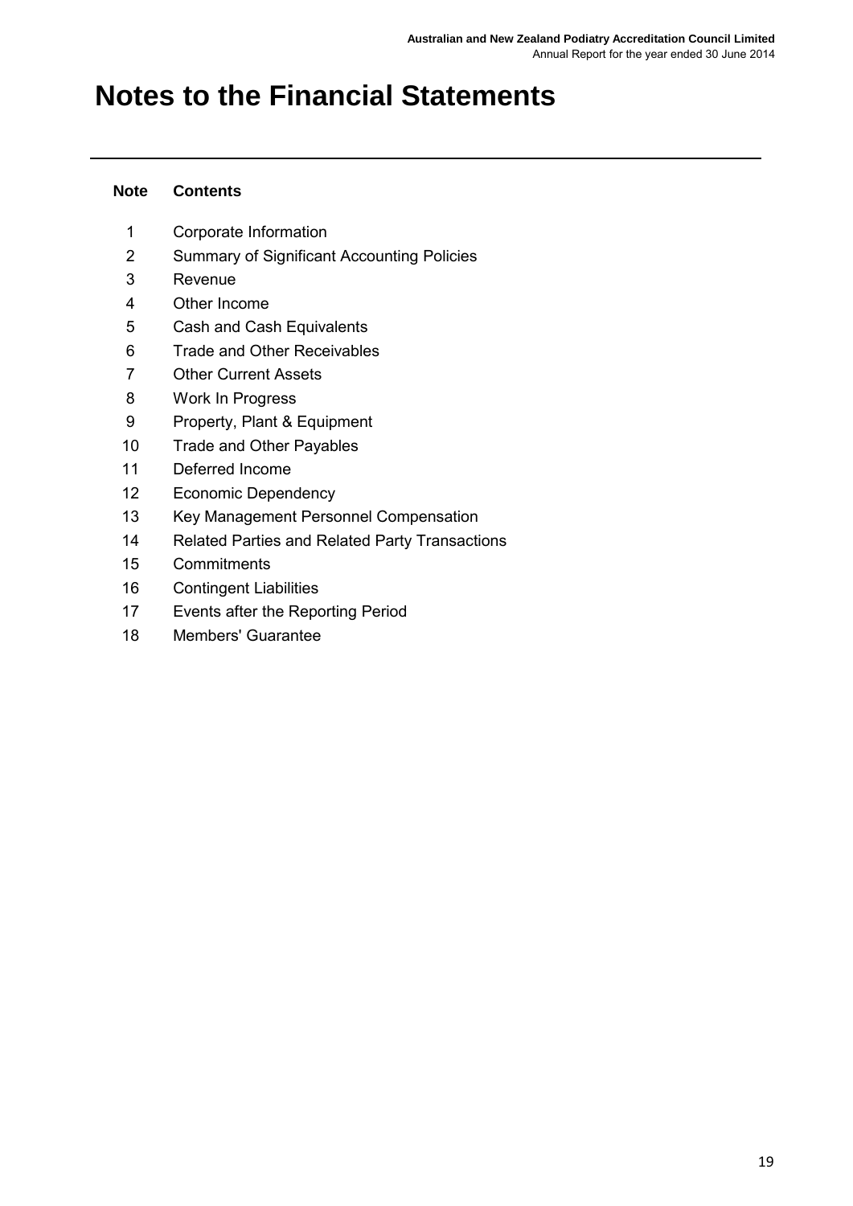# Notes to the Financial Statements

| Note | Contents |
|---|---|
| 1 | Corporate Information |
| 2 | Summary of Significant Accounting Policies |
| 3 | Revenue |
| 4 | Other Income |
| 5 | Cash and Cash Equivalents |
| 6 | Trade and Other Receivables |
| 7 | Other Current Assets |
| 8 | Work In Progress |
| 9 | Property, Plant & Equipment |
| 10 | Trade and Other Payables |
| 11 | Deferred Income |
| 12 | Economic Dependency |
| 13 | Key Management Personnel Compensation |
| 14 | Related Parties and Related Party Transactions |
| 15 | Commitments |
| 16 | Contingent Liabilities |
| 17 | Events after the Reporting Period |
| 18 | Members' Guarantee |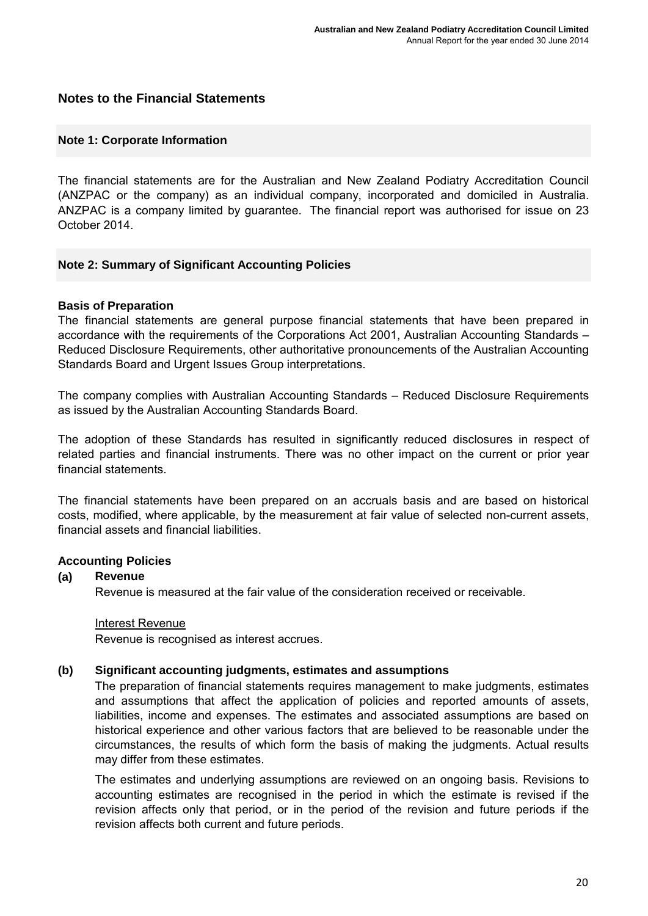## Notes to the Financial Statements

### Note 1: Corporate Information

The financial statements are for the Australian and New Zealand Podiatry Accreditation Council (ANZPAC or the company) as an individual company, incorporated and domiciled in Australia. ANZPAC is a company limited by guarantee. The financial report was authorised for issue on 23 October 2014.

### Note 2: Summary of Significant Accounting Policies

**Basis of Preparation**

The financial statements are general purpose financial statements that have been prepared in accordance with the requirements of the Corporations Act 2001, Australian Accounting Standards – Reduced Disclosure Requirements, other authoritative pronouncements of the Australian Accounting Standards Board and Urgent Issues Group interpretations.

The company complies with Australian Accounting Standards – Reduced Disclosure Requirements as issued by the Australian Accounting Standards Board.

The adoption of these Standards has resulted in significantly reduced disclosures in respect of related parties and financial instruments. There was no other impact on the current or prior year financial statements.

The financial statements have been prepared on an accruals basis and are based on historical costs, modified, where applicable, by the measurement at fair value of selected non-current assets, financial assets and financial liabilities.

**Accounting Policies**

**(a) Revenue**

Revenue is measured at the fair value of the consideration received or receivable.

Interest Revenue

Revenue is recognised as interest accrues.

**(b) Significant accounting judgments, estimates and assumptions**

The preparation of financial statements requires management to make judgments, estimates and assumptions that affect the application of policies and reported amounts of assets, liabilities, income and expenses. The estimates and associated assumptions are based on historical experience and other various factors that are believed to be reasonable under the circumstances, the results of which form the basis of making the judgments. Actual results may differ from these estimates.

The estimates and underlying assumptions are reviewed on an ongoing basis. Revisions to accounting estimates are recognised in the period in which the estimate is revised if the revision affects only that period, or in the period of the revision and future periods if the revision affects both current and future periods.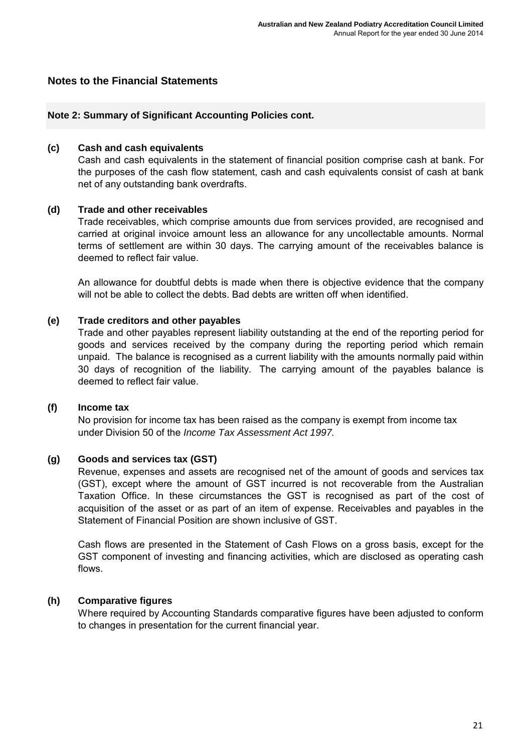## Notes to the Financial Statements

### Note 2: Summary of Significant Accounting Policies cont.

**(c) Cash and cash equivalents**

Cash and cash equivalents in the statement of financial position comprise cash at bank. For the purposes of the cash flow statement, cash and cash equivalents consist of cash at bank net of any outstanding bank overdrafts.

**(d) Trade and other receivables**

Trade receivables, which comprise amounts due from services provided, are recognised and carried at original invoice amount less an allowance for any uncollectable amounts. Normal terms of settlement are within 30 days. The carrying amount of the receivables balance is deemed to reflect fair value.

An allowance for doubtful debts is made when there is objective evidence that the company will not be able to collect the debts. Bad debts are written off when identified.

**(e) Trade creditors and other payables**

Trade and other payables represent liability outstanding at the end of the reporting period for goods and services received by the company during the reporting period which remain unpaid. The balance is recognised as a current liability with the amounts normally paid within 30 days of recognition of the liability. The carrying amount of the payables balance is deemed to reflect fair value.

**(f) Income tax**

No provision for income tax has been raised as the company is exempt from income tax under Division 50 of the *Income Tax Assessment Act 1997.*

**(g) Goods and services tax (GST)**

Revenue, expenses and assets are recognised net of the amount of goods and services tax (GST), except where the amount of GST incurred is not recoverable from the Australian Taxation Office. In these circumstances the GST is recognised as part of the cost of acquisition of the asset or as part of an item of expense. Receivables and payables in the Statement of Financial Position are shown inclusive of GST.

Cash flows are presented in the Statement of Cash Flows on a gross basis, except for the GST component of investing and financing activities, which are disclosed as operating cash flows.

**(h) Comparative figures**

Where required by Accounting Standards comparative figures have been adjusted to conform to changes in presentation for the current financial year.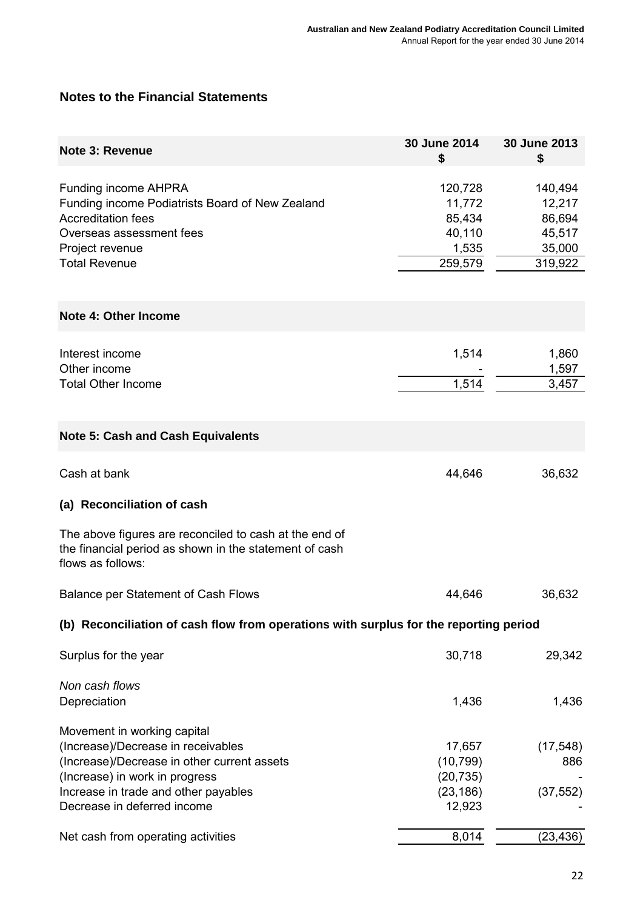## Notes to the Financial Statements

| Note 3: Revenue | 30 June 2014 $ | 30 June 2013 $ |
|---|---|---|
| Funding income AHPRA | 120,728 | 140,494 |
| Funding income Podiatrists Board of New Zealand | 11,772 | 12,217 |
| Accreditation fees | 85,434 | 86,694 |
| Overseas assessment fees | 40,110 | 45,517 |
| Project revenue | 1,535 | 35,000 |
| Total Revenue | 259,579 | 319,922 |

| Note 4: Other Income | | |
|---|---|---|
| Interest income | 1,514 | 1,860 |
| Other income | - | 1,597 |
| Total Other Income | 1,514 | 3,457 |

| Note 5: Cash and Cash Equivalents | | |
|---|---|---|
| Cash at bank | 44,646 | 36,632 |

### (a) Reconciliation of cash

The above figures are reconciled to cash at the end of the financial period as shown in the statement of cash flows as follows:

| | | |
|---|---|---|
| Balance per Statement of Cash Flows | 44,646 | 36,632 |

### (b) Reconciliation of cash flow from operations with surplus for the reporting period

| | | |
|---|---|---|
| Surplus for the year | 30,718 | 29,342 |
| *Non cash flows* | | |
| Depreciation | 1,436 | 1,436 |
| Movement in working capital | | |
| (Increase)/Decrease in receivables | 17,657 | (17,548) |
| (Increase)/Decrease in other current assets | (10,799) | 886 |
| (Increase) in work in progress | (20,735) | - |
| Increase in trade and other payables | (23,186) | (37,552) |
| Decrease in deferred income | 12,923 | - |
| Net cash from operating activities | 8,014 | (23,436) |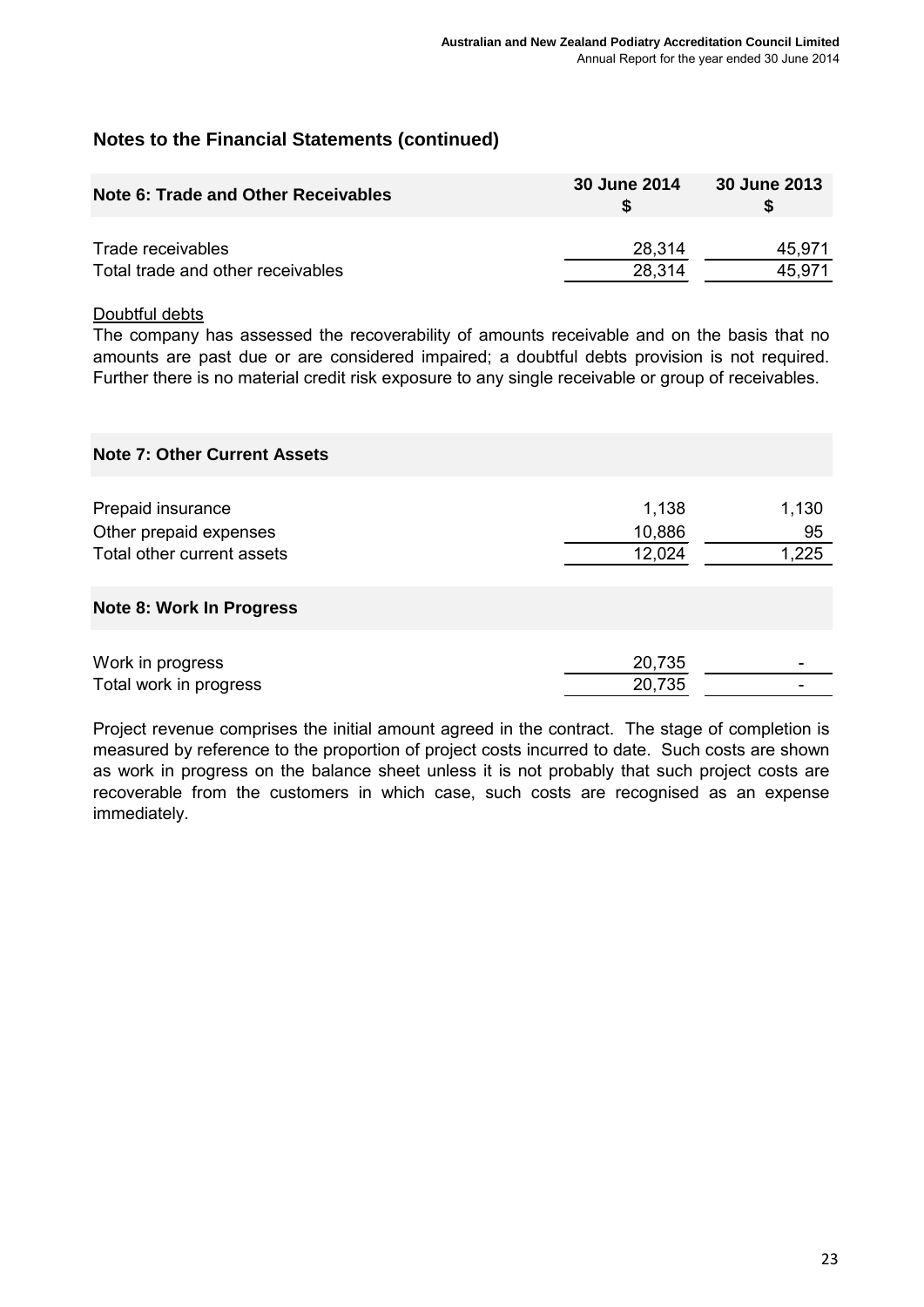## Notes to the Financial Statements (continued)

| Note 6: Trade and Other Receivables | 30 June 2014 $ | 30 June 2013 $ |
|---|---|---|
| Trade receivables | 28,314 | 45,971 |
| Total trade and other receivables | 28,314 | 45,971 |

Doubtful debts

The company has assessed the recoverability of amounts receivable and on the basis that no amounts are past due or are considered impaired; a doubtful debts provision is not required. Further there is no material credit risk exposure to any single receivable or group of receivables.

| Note 7: Other Current Assets | | |
|---|---|---|
| Prepaid insurance | 1,138 | 1,130 |
| Other prepaid expenses | 10,886 | 95 |
| Total other current assets | 12,024 | 1,225 |

| Note 8: Work In Progress | | |
|---|---|---|
| Work in progress | 20,735 | - |
| Total work in progress | 20,735 | - |

Project revenue comprises the initial amount agreed in the contract. The stage of completion is measured by reference to the proportion of project costs incurred to date. Such costs are shown as work in progress on the balance sheet unless it is not probably that such project costs are recoverable from the customers in which case, such costs are recognised as an expense immediately.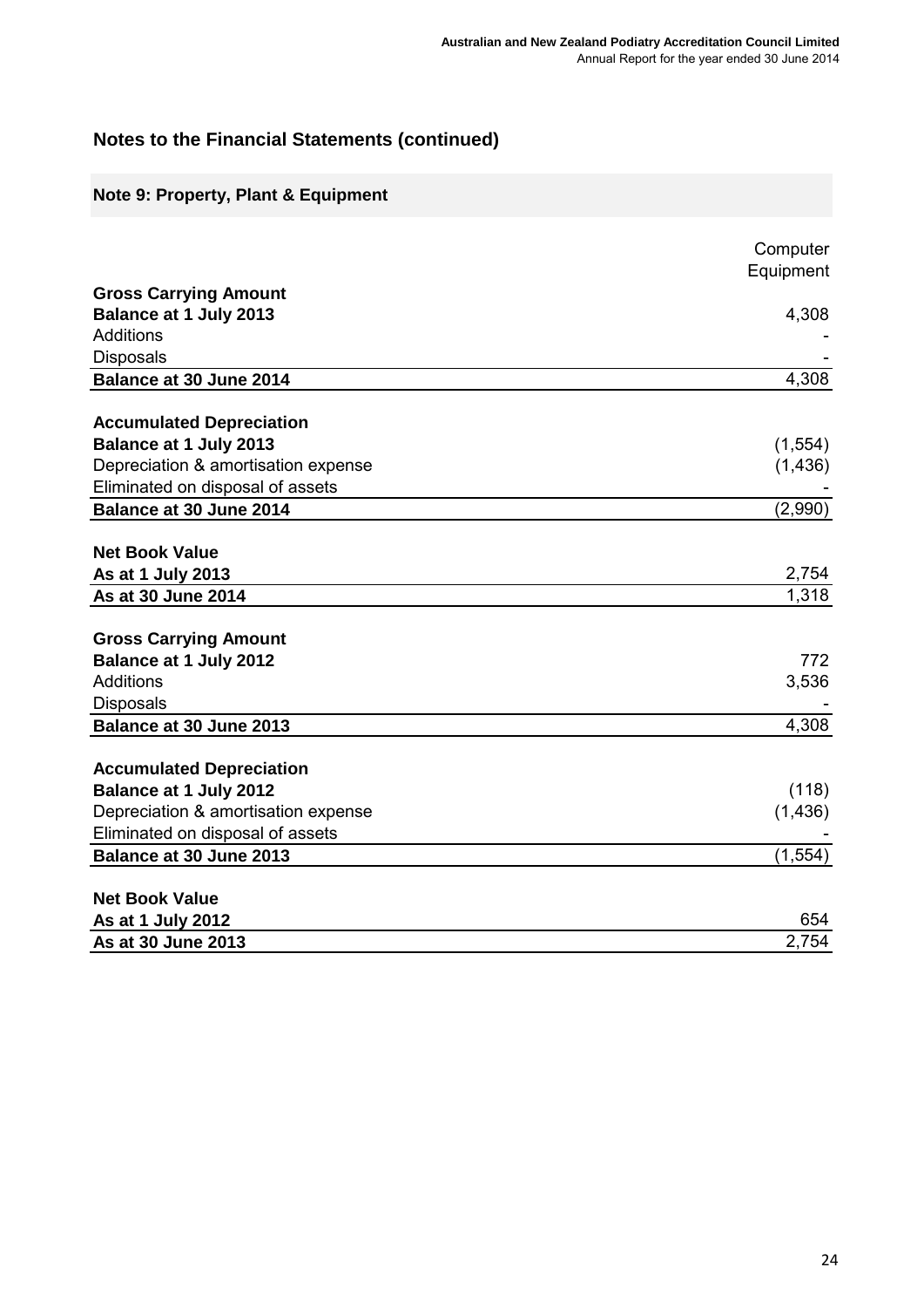## Notes to the Financial Statements (continued)

### Note 9: Property, Plant & Equipment

| | Computer Equipment |
|---|---|
| **Gross Carrying Amount** | |
| **Balance at 1 July 2013** | 4,308 |
| Additions | - |
| Disposals | - |
| **Balance at 30 June 2014** | 4,308 |
| | |
| **Accumulated Depreciation** | |
| **Balance at 1 July 2013** | (1,554) |
| Depreciation & amortisation expense | (1,436) |
| Eliminated on disposal of assets | - |
| **Balance at 30 June 2014** | (2,990) |
| | |
| **Net Book Value** | |
| **As at 1 July 2013** | 2,754 |
| **As at 30 June 2014** | 1,318 |
| | |
| **Gross Carrying Amount** | |
| **Balance at 1 July 2012** | 772 |
| Additions | 3,536 |
| Disposals | - |
| **Balance at 30 June 2013** | 4,308 |
| | |
| **Accumulated Depreciation** | |
| **Balance at 1 July 2012** | (118) |
| Depreciation & amortisation expense | (1,436) |
| Eliminated on disposal of assets | - |
| **Balance at 30 June 2013** | (1,554) |
| | |
| **Net Book Value** | |
| **As at 1 July 2012** | 654 |
| **As at 30 June 2013** | 2,754 |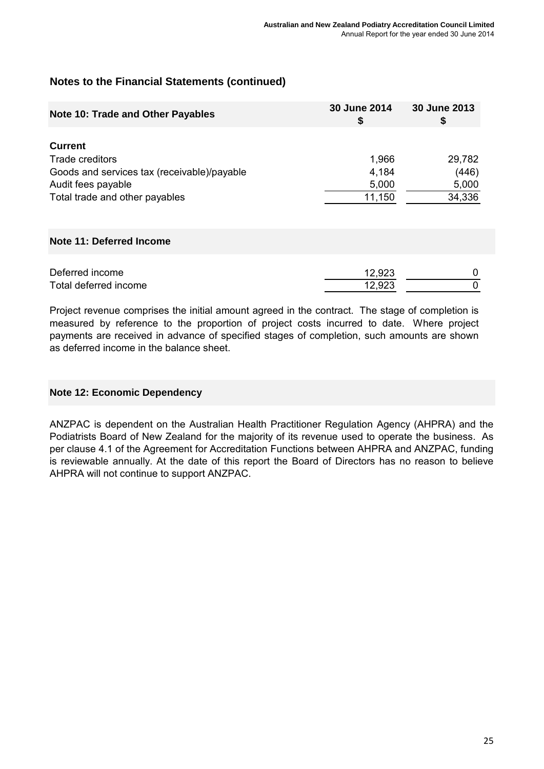## Notes to the Financial Statements (continued)

| Note 10: Trade and Other Payables | 30 June 2014 $ | 30 June 2013 $ |
|---|---|---|
| **Current** | | |
| Trade creditors | 1,966 | 29,782 |
| Goods and services tax (receivable)/payable | 4,184 | (446) |
| Audit fees payable | 5,000 | 5,000 |
| Total trade and other payables | 11,150 | 34,336 |

### Note 11: Deferred Income

| | | |
|---|---|---|
| Deferred income | 12,923 | 0 |
| Total deferred income | 12,923 | 0 |

Project revenue comprises the initial amount agreed in the contract. The stage of completion is measured by reference to the proportion of project costs incurred to date. Where project payments are received in advance of specified stages of completion, such amounts are shown as deferred income in the balance sheet.

### Note 12: Economic Dependency

ANZPAC is dependent on the Australian Health Practitioner Regulation Agency (AHPRA) and the Podiatrists Board of New Zealand for the majority of its revenue used to operate the business. As per clause 4.1 of the Agreement for Accreditation Functions between AHPRA and ANZPAC, funding is reviewable annually. At the date of this report the Board of Directors has no reason to believe AHPRA will not continue to support ANZPAC.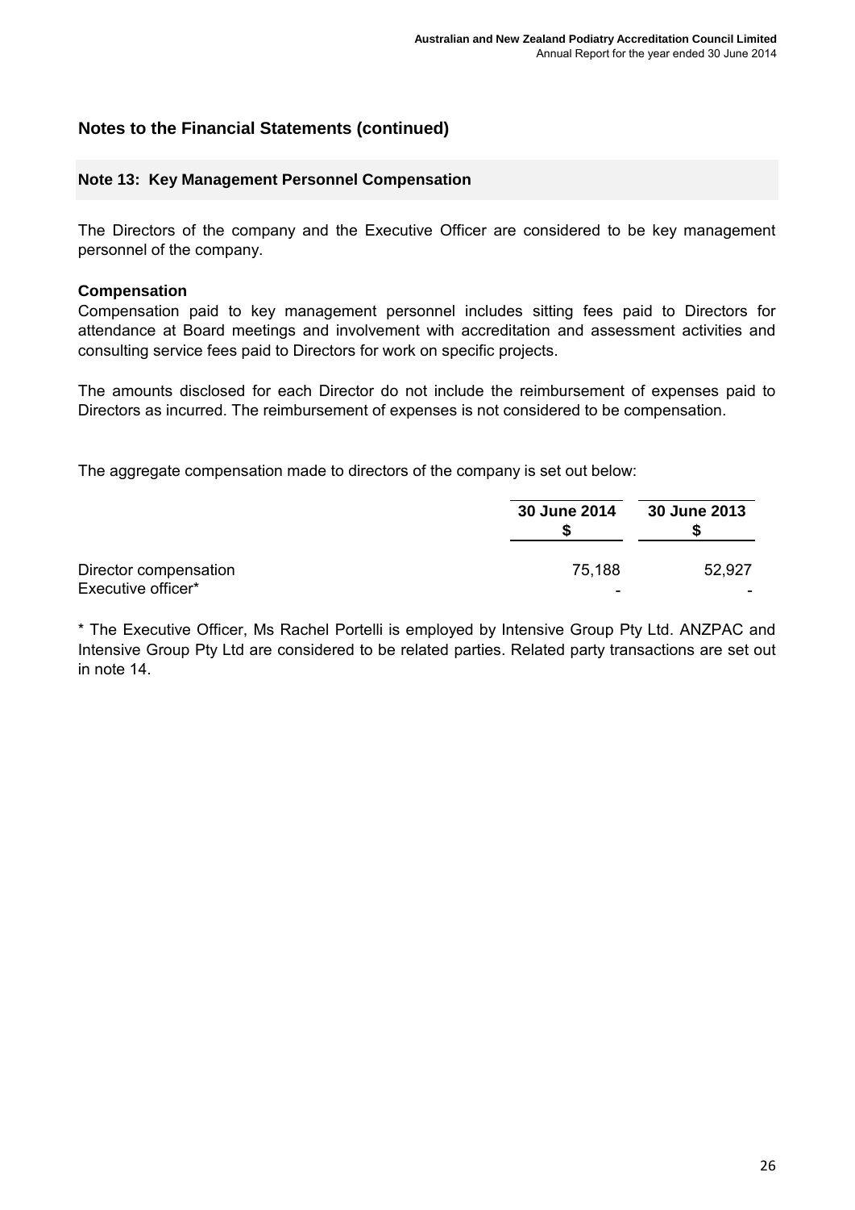## Notes to the Financial Statements (continued)

### Note 13: Key Management Personnel Compensation

The Directors of the company and the Executive Officer are considered to be key management personnel of the company.

**Compensation**

Compensation paid to key management personnel includes sitting fees paid to Directors for attendance at Board meetings and involvement with accreditation and assessment activities and consulting service fees paid to Directors for work on specific projects.

The amounts disclosed for each Director do not include the reimbursement of expenses paid to Directors as incurred. The reimbursement of expenses is not considered to be compensation.

The aggregate compensation made to directors of the company is set out below:

| | 30 June 2014 $ | 30 June 2013 $ |
|---|---|---|
| Director compensation | 75,188 | 52,927 |
| Executive officer* | - | - |

* The Executive Officer, Ms Rachel Portelli is employed by Intensive Group Pty Ltd. ANZPAC and Intensive Group Pty Ltd are considered to be related parties. Related party transactions are set out in note 14.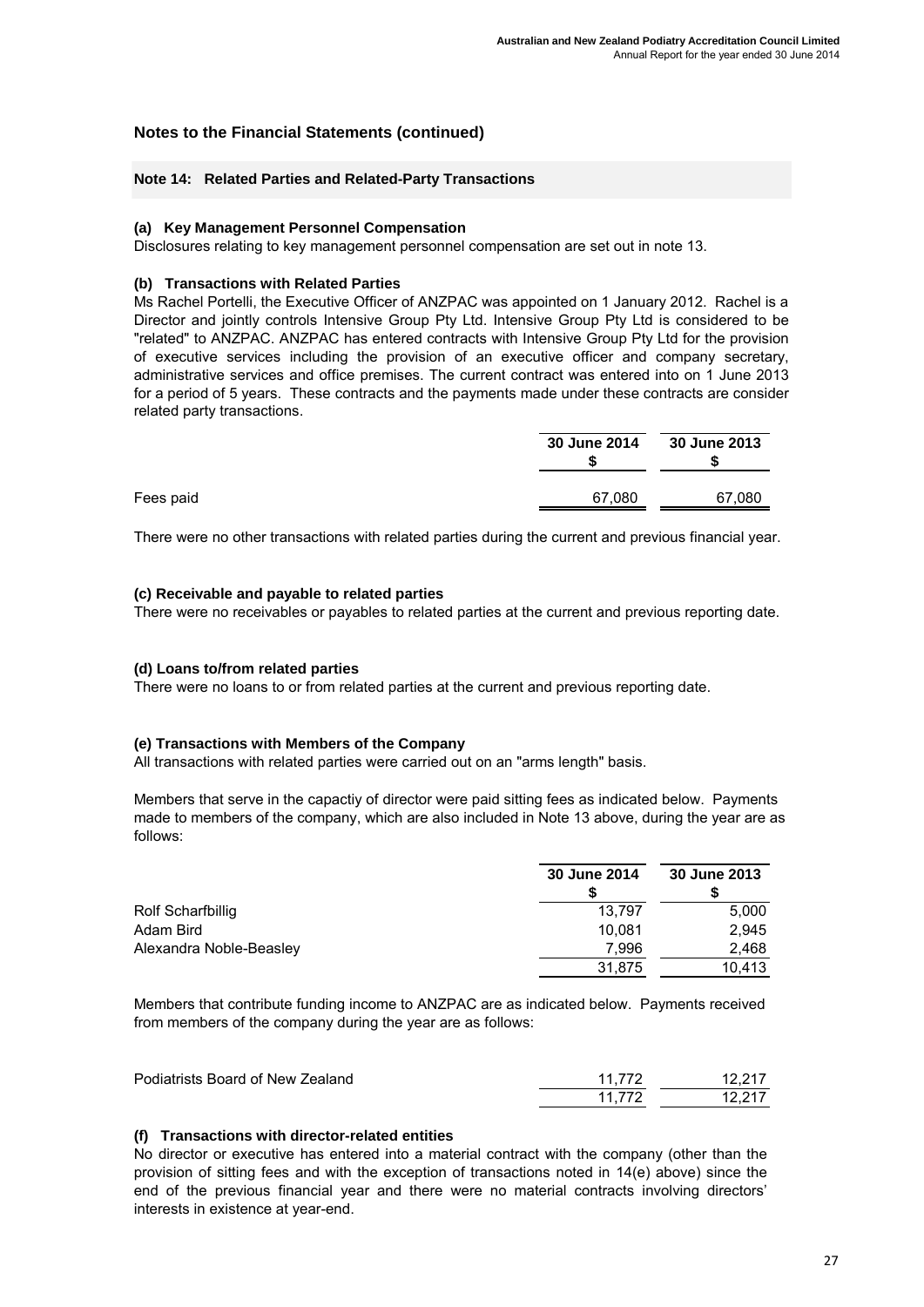## Notes to the Financial Statements (continued)

### Note 14: Related Parties and Related-Party Transactions

**(a) Key Management Personnel Compensation**

Disclosures relating to key management personnel compensation are set out in note 13.

**(b) Transactions with Related Parties**

Ms Rachel Portelli, the Executive Officer of ANZPAC was appointed on 1 January 2012. Rachel is a Director and jointly controls Intensive Group Pty Ltd. Intensive Group Pty Ltd is considered to be "related" to ANZPAC. ANZPAC has entered contracts with Intensive Group Pty Ltd for the provision of executive services including the provision of an executive officer and company secretary, administrative services and office premises. The current contract was entered into on 1 June 2013 for a period of 5 years. These contracts and the payments made under these contracts are consider related party transactions.

| | 30 June 2014 $ | 30 June 2013 $ |
|---|---|---|
| Fees paid | 67,080 | 67,080 |

There were no other transactions with related parties during the current and previous financial year.

**(c) Receivable and payable to related parties**

There were no receivables or payables to related parties at the current and previous reporting date.

**(d) Loans to/from related parties**

There were no loans to or from related parties at the current and previous reporting date.

**(e) Transactions with Members of the Company**

All transactions with related parties were carried out on an "arms length" basis.

Members that serve in the capactiy of director were paid sitting fees as indicated below. Payments made to members of the company, which are also included in Note 13 above, during the year are as follows:

| | 30 June 2014 $ | 30 June 2013 $ |
|---|---|---|
| Rolf Scharfbillig | 13,797 | 5,000 |
| Adam Bird | 10,081 | 2,945 |
| Alexandra Noble-Beasley | 7,996 | 2,468 |
| | 31,875 | 10,413 |

Members that contribute funding income to ANZPAC are as indicated below. Payments received from members of the company during the year are as follows:

| | | |
|---|---|---|
| Podiatrists Board of New Zealand | 11,772 | 12,217 |
| | 11,772 | 12,217 |

**(f) Transactions with director-related entities**

No director or executive has entered into a material contract with the company (other than the provision of sitting fees and with the exception of transactions noted in 14(e) above) since the end of the previous financial year and there were no material contracts involving directors' interests in existence at year-end.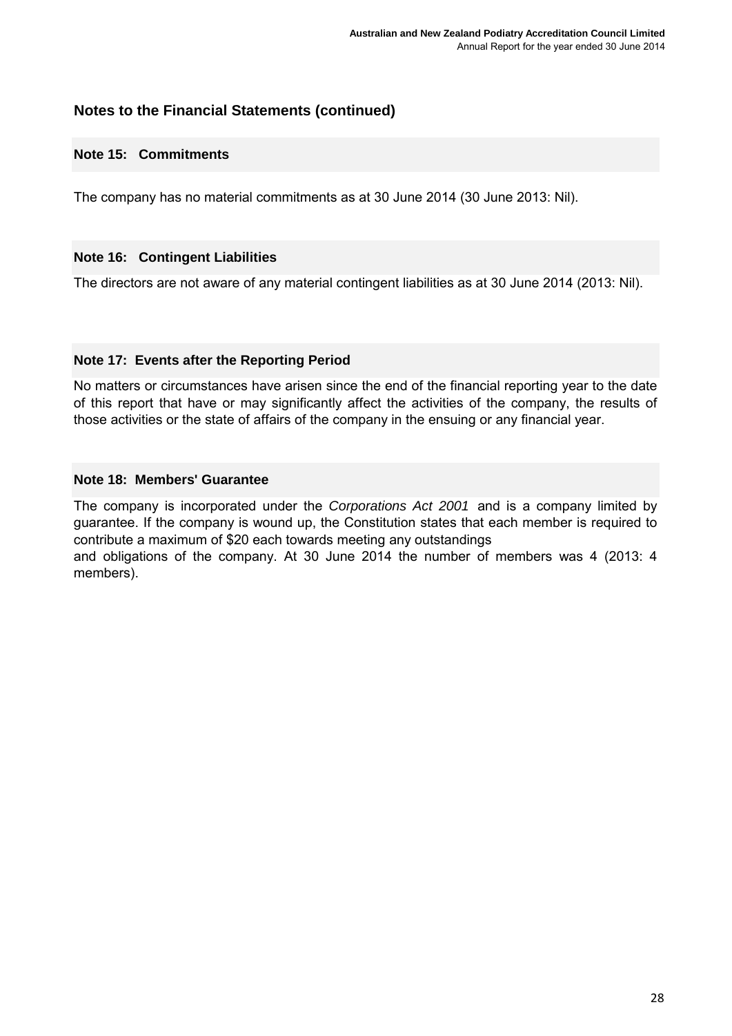## Notes to the Financial Statements (continued)

### Note 15: Commitments

The company has no material commitments as at 30 June 2014 (30 June 2013: Nil).

### Note 16: Contingent Liabilities

The directors are not aware of any material contingent liabilities as at 30 June 2014 (2013: Nil).

### Note 17: Events after the Reporting Period

No matters or circumstances have arisen since the end of the financial reporting year to the date of this report that have or may significantly affect the activities of the company, the results of those activities or the state of affairs of the company in the ensuing or any financial year.

### Note 18: Members' Guarantee

The company is incorporated under the *Corporations Act 2001* and is a company limited by guarantee. If the company is wound up, the Constitution states that each member is required to contribute a maximum of $20 each towards meeting any outstandings
and obligations of the company. At 30 June 2014 the number of members was 4 (2013: 4 members).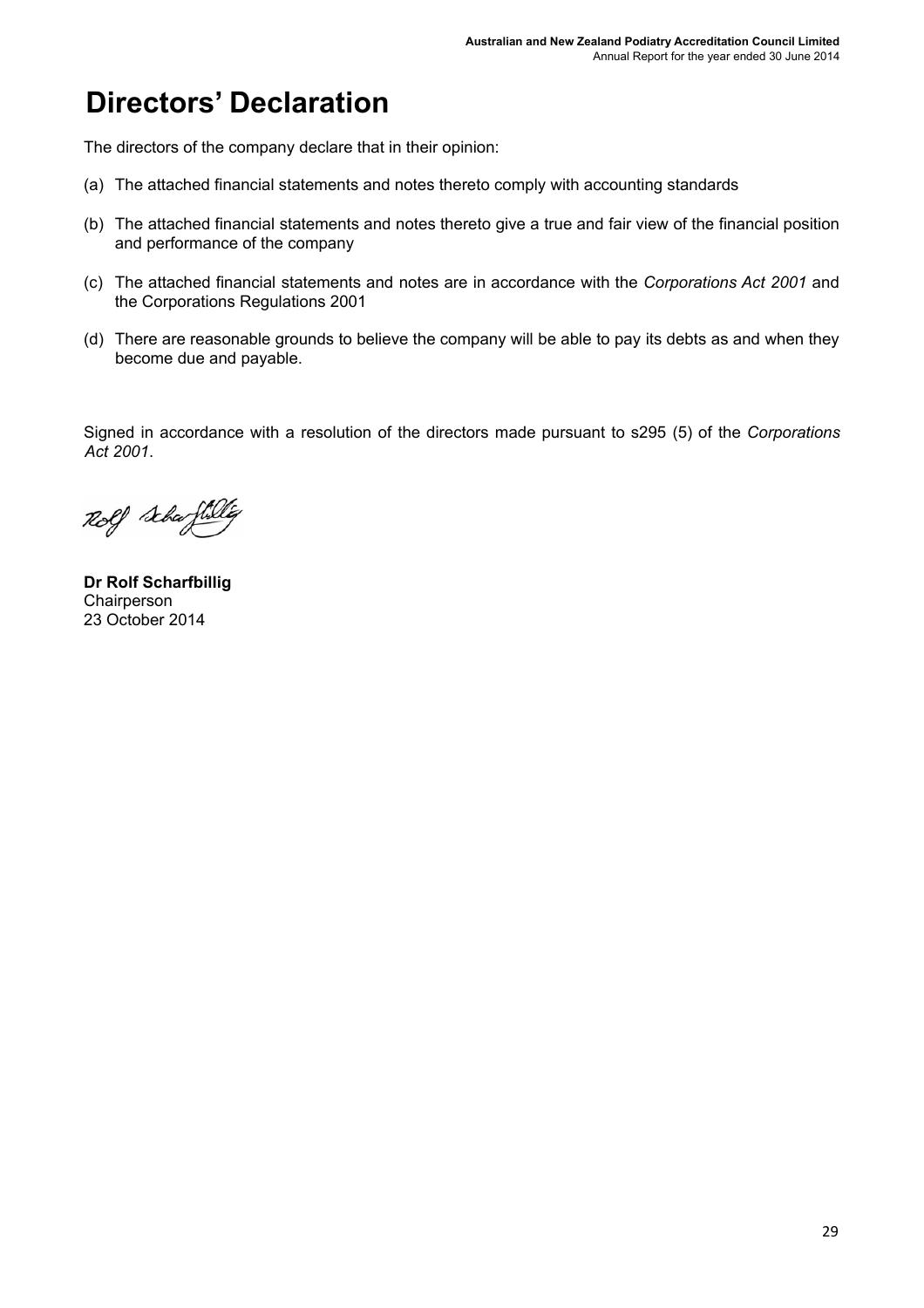# Directors' Declaration

The directors of the company declare that in their opinion:

(a) The attached financial statements and notes thereto comply with accounting standards

(b) The attached financial statements and notes thereto give a true and fair view of the financial position and performance of the company

(c) The attached financial statements and notes are in accordance with the *Corporations Act 2001* and the Corporations Regulations 2001

(d) There are reasonable grounds to believe the company will be able to pay its debts as and when they become due and payable.

Signed in accordance with a resolution of the directors made pursuant to s295 (5) of the *Corporations Act 2001*.

**Dr Rolf Scharfbillig**
Chairperson
23 October 2014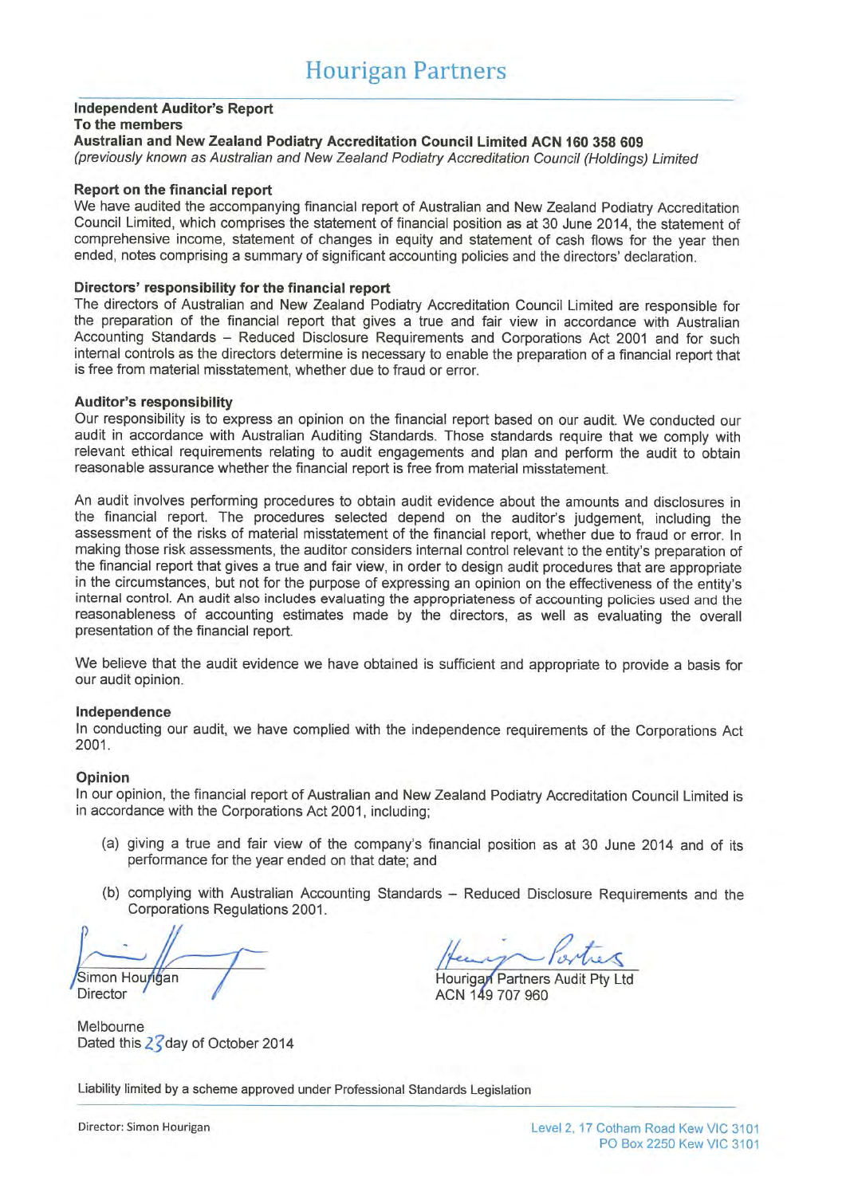# Hourigan Partners

**Independent Auditor's Report**
**To the members**
**Australian and New Zealand Podiatry Accreditation Council Limited ACN 160 358 609**
*(previously known as Australian and New Zealand Podiatry Accreditation Council (Holdings) Limited*

**Report on the financial report**

We have audited the accompanying financial report of Australian and New Zealand Podiatry Accreditation Council Limited, which comprises the statement of financial position as at 30 June 2014, the statement of comprehensive income, statement of changes in equity and statement of cash flows for the year then ended, notes comprising a summary of significant accounting policies and the directors' declaration.

**Directors' responsibility for the financial report**

The directors of Australian and New Zealand Podiatry Accreditation Council Limited are responsible for the preparation of the financial report that gives a true and fair view in accordance with Australian Accounting Standards – Reduced Disclosure Requirements and Corporations Act 2001 and for such internal controls as the directors determine is necessary to enable the preparation of a financial report that is free from material misstatement, whether due to fraud or error.

**Auditor's responsibility**

Our responsibility is to express an opinion on the financial report based on our audit. We conducted our audit in accordance with Australian Auditing Standards. Those standards require that we comply with relevant ethical requirements relating to audit engagements and plan and perform the audit to obtain reasonable assurance whether the financial report is free from material misstatement.

An audit involves performing procedures to obtain audit evidence about the amounts and disclosures in the financial report. The procedures selected depend on the auditor's judgement, including the assessment of the risks of material misstatement of the financial report, whether due to fraud or error. In making those risk assessments, the auditor considers internal control relevant to the entity's preparation of the financial report that gives a true and fair view, in order to design audit procedures that are appropriate in the circumstances, but not for the purpose of expressing an opinion on the effectiveness of the entity's internal control. An audit also includes evaluating the appropriateness of accounting policies used and the reasonableness of accounting estimates made by the directors, as well as evaluating the overall presentation of the financial report.

We believe that the audit evidence we have obtained is sufficient and appropriate to provide a basis for our audit opinion.

**Independence**

In conducting our audit, we have complied with the independence requirements of the Corporations Act 2001.

**Opinion**

In our opinion, the financial report of Australian and New Zealand Podiatry Accreditation Council Limited is in accordance with the Corporations Act 2001, including;

(a) giving a true and fair view of the company's financial position as at 30 June 2014 and of its performance for the year ended on that date; and

(b) complying with Australian Accounting Standards – Reduced Disclosure Requirements and the Corporations Regulations 2001.

Simon Hourigan
Director

Hourigan Partners Audit Pty Ltd
ACN 149 707 960

Melbourne
Dated this 23 day of October 2014

Liability limited by a scheme approved under Professional Standards Legislation

Director: Simon Hourigan

Level 2, 17 Cotham Road Kew VIC 3101
PO Box 2250 Kew VIC 3101